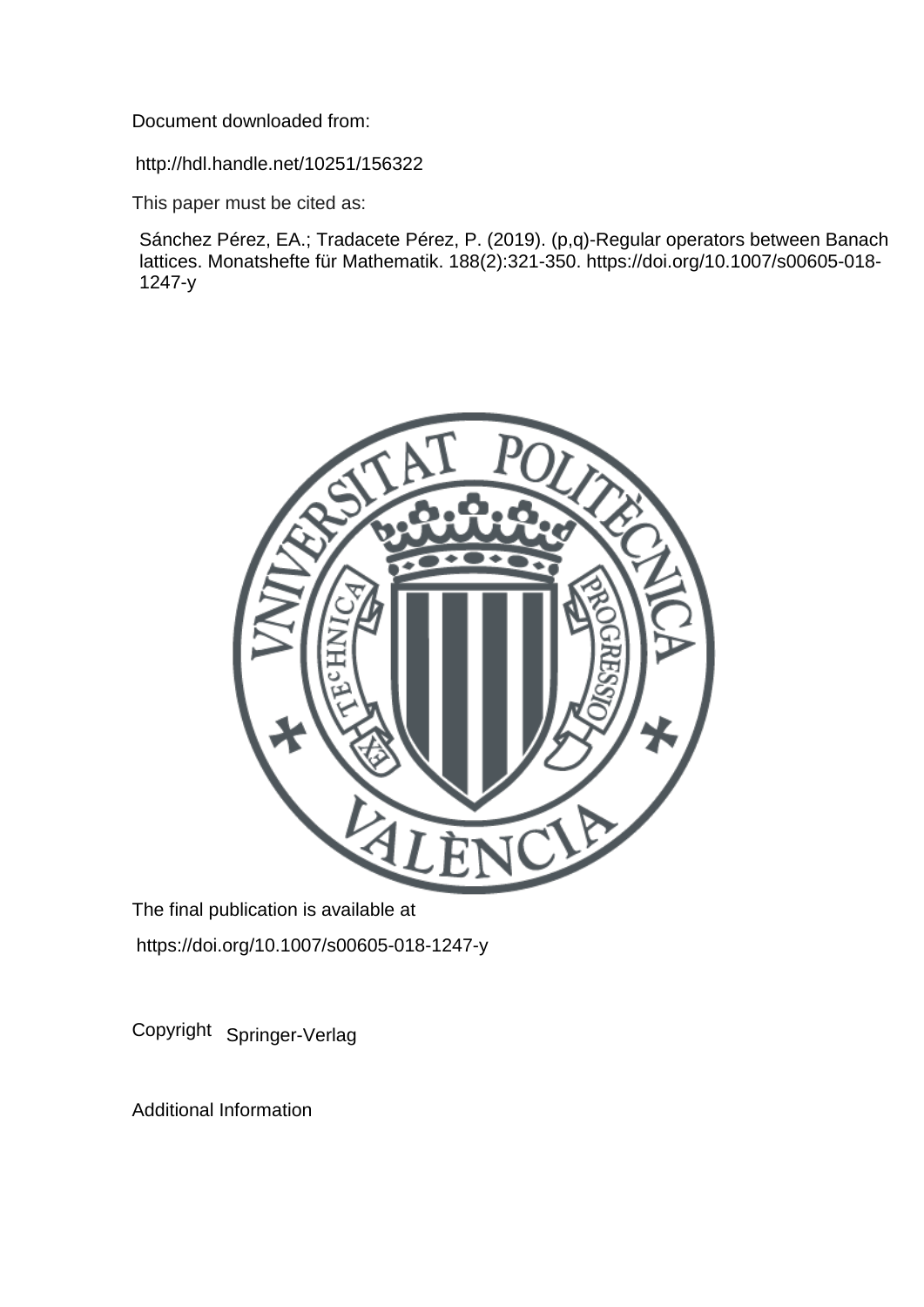Document downloaded from:

http://hdl.handle.net/10251/156322

This paper must be cited as:

Sánchez Pérez, EA.; Tradacete Pérez, P. (2019). (p,q)-Regular operators between Banach lattices. Monatshefte für Mathematik. 188(2):321-350. https://doi.org/10.1007/s00605-018-1247-y

The final publication is available at

https://doi.org/10.1007/s00605-018-1247-y

Copyright Springer-Verlag

Additional Information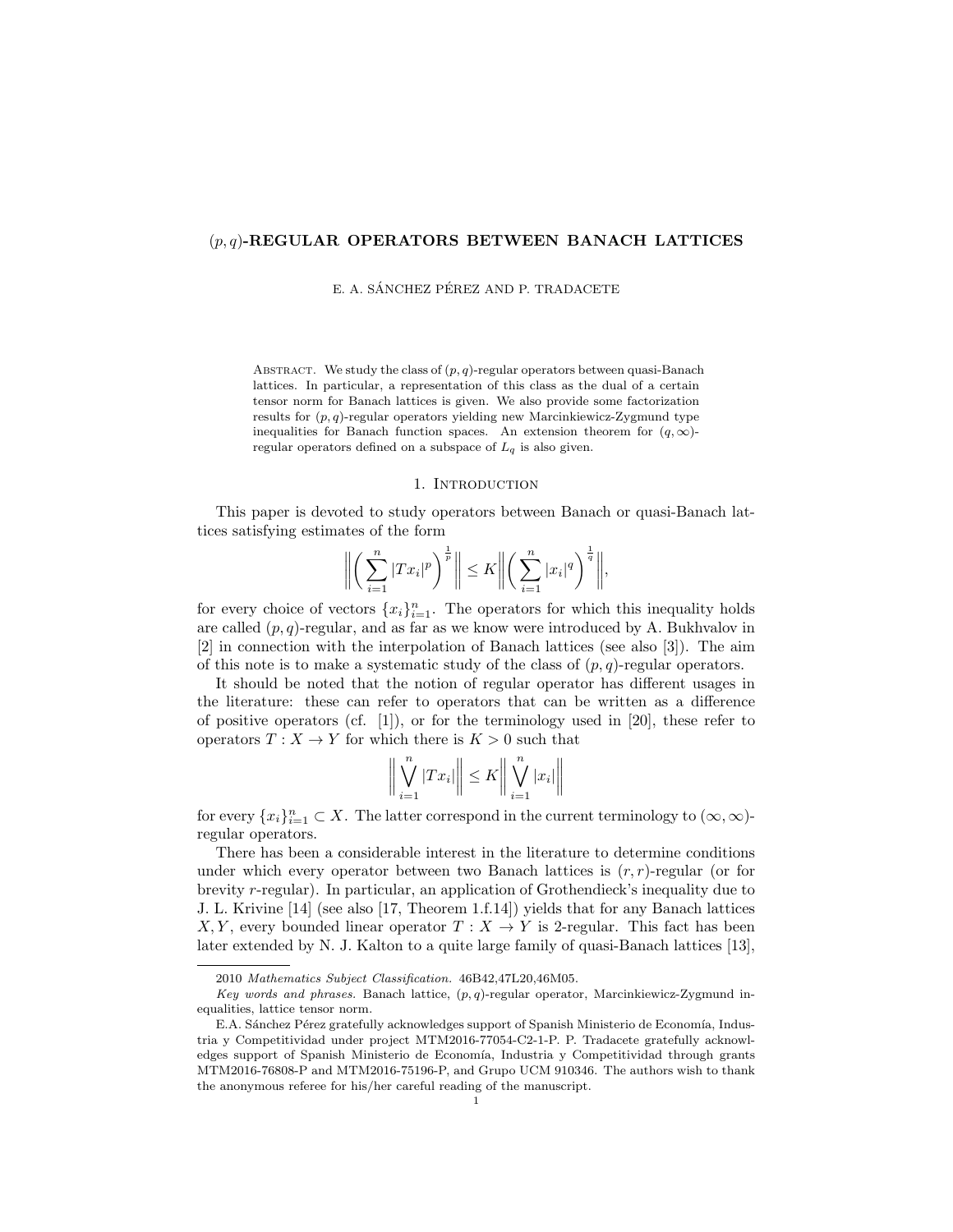# $(p,q)$-REGULAR OPERATORS BETWEEN BANACH LATTICES

E. A. SÁNCHEZ PÉREZ AND P. TRADACETE

Abstract. We study the class of $(p,q)$-regular operators between quasi-Banach lattices. In particular, a representation of this class as the dual of a certain tensor norm for Banach lattices is given. We also provide some factorization results for $(p,q)$-regular operators yielding new Marcinkiewicz-Zygmund type inequalities for Banach function spaces. An extension theorem for $(q,\infty)$-regular operators defined on a subspace of $L_q$ is also given.

## 1. Introduction

This paper is devoted to study operators between Banach or quasi-Banach lattices satisfying estimates of the form

$$\Big\|\Big(\sum_{i=1}^n |Tx_i|^p\Big)^{\frac{1}{p}}\Big\| \leq K\Big\|\Big(\sum_{i=1}^n |x_i|^q\Big)^{\frac{1}{q}}\Big\|,$$

for every choice of vectors $\{x_i\}_{i=1}^n$. The operators for which this inequality holds are called $(p,q)$-regular, and as far as we know were introduced by A. Bukhvalov in [2] in connection with the interpolation of Banach lattices (see also [3]). The aim of this note is to make a systematic study of the class of $(p,q)$-regular operators.

It should be noted that the notion of regular operator has different usages in the literature: these can refer to operators that can be written as a difference of positive operators (cf. [1]), or for the terminology used in [20], these refer to operators $T: X\to Y$ for which there is $K>0$ such that

$$\Big\|\bigvee_{i=1}^n |Tx_i|\Big\| \leq K\Big\|\bigvee_{i=1}^n |x_i|\Big\|$$

for every $\{x_i\}_{i=1}^n\subset X$. The latter correspond in the current terminology to $(\infty,\infty)$-regular operators.

There has been a considerable interest in the literature to determine conditions under which every operator between two Banach lattices is $(r,r)$-regular (or for brevity $r$-regular). In particular, an application of Grothendieck's inequality due to J. L. Krivine [14] (see also [17, Theorem 1.f.14]) yields that for any Banach lattices $X, Y$, every bounded linear operator $T: X\to Y$ is 2-regular. This fact has been later extended by N. J. Kalton to a quite large family of quasi-Banach lattices [13],

---

2010 *Mathematics Subject Classification.* 46B42,47L20,46M05.

*Key words and phrases.* Banach lattice, $(p,q)$-regular operator, Marcinkiewicz-Zygmund inequalities, lattice tensor norm.

E.A. Sánchez Pérez gratefully acknowledges support of Spanish Ministerio de Economía, Industria y Competitividad under project MTM2016-77054-C2-1-P. P. Tradacete gratefully acknowledges support of Spanish Ministerio de Economía, Industria y Competitividad through grants MTM2016-76808-P and MTM2016-75196-P, and Grupo UCM 910346. The authors wish to thank the anonymous referee for his/her careful reading of the manuscript.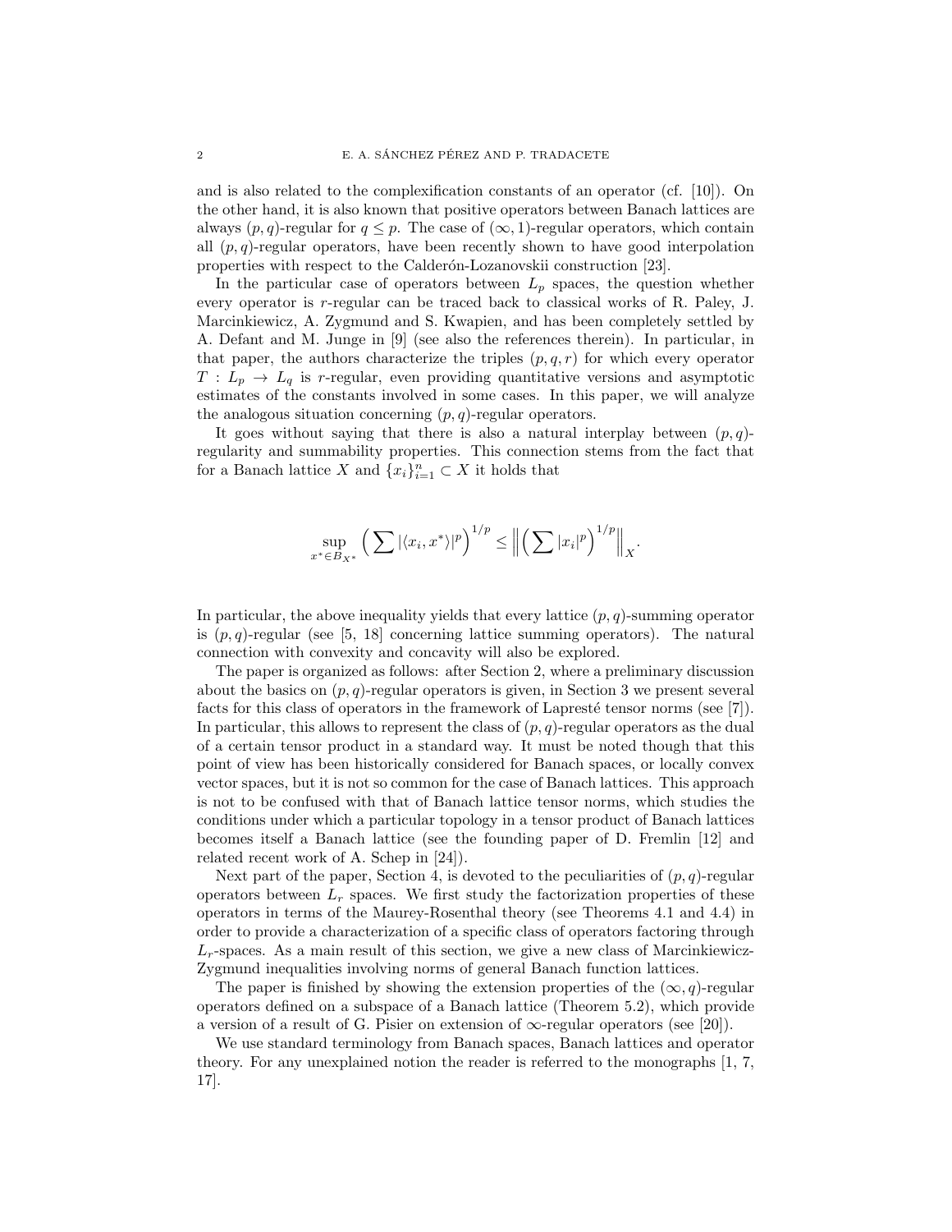and is also related to the complexification constants of an operator (cf. [10]). On the other hand, it is also known that positive operators between Banach lattices are always $(p,q)$-regular for $q \le p$. The case of $(\infty,1)$-regular operators, which contain all $(p,q)$-regular operators, have been recently shown to have good interpolation properties with respect to the Calderón-Lozanovskii construction [23].

In the particular case of operators between $L_p$ spaces, the question whether every operator is $r$-regular can be traced back to classical works of R. Paley, J. Marcinkiewicz, A. Zygmund and S. Kwapien, and has been completely settled by A. Defant and M. Junge in [9] (see also the references therein). In particular, in that paper, the authors characterize the triples $(p,q,r)$ for which every operator $T: L_p \to L_q$ is $r$-regular, even providing quantitative versions and asymptotic estimates of the constants involved in some cases. In this paper, we will analyze the analogous situation concerning $(p,q)$-regular operators.

It goes without saying that there is also a natural interplay between $(p,q)$-regularity and summability properties. This connection stems from the fact that for a Banach lattice $X$ and $\{x_i\}_{i=1}^n \subset X$ it holds that

$$\sup_{x^* \in B_{X^*}} \Big( \sum |\langle x_i, x^* \rangle|^p \Big)^{1/p} \le \Big\| \Big( \sum |x_i|^p \Big)^{1/p} \Big\|_X.$$

In particular, the above inequality yields that every lattice $(p,q)$-summing operator is $(p,q)$-regular (see [5, 18] concerning lattice summing operators). The natural connection with convexity and concavity will also be explored.

The paper is organized as follows: after Section 2, where a preliminary discussion about the basics on $(p,q)$-regular operators is given, in Section 3 we present several facts for this class of operators in the framework of Laprest́e tensor norms (see [7]). In particular, this allows to represent the class of $(p,q)$-regular operators as the dual of a certain tensor product in a standard way. It must be noted though that this point of view has been historically considered for Banach spaces, or locally convex vector spaces, but it is not so common for the case of Banach lattices. This approach is not to be confused with that of Banach lattice tensor norms, which studies the conditions under which a particular topology in a tensor product of Banach lattices becomes itself a Banach lattice (see the founding paper of D. Fremlin [12] and related recent work of A. Schep in [24]).

Next part of the paper, Section 4, is devoted to the peculiarities of $(p,q)$-regular operators between $L_r$ spaces. We first study the factorization properties of these operators in terms of the Maurey-Rosenthal theory (see Theorems 4.1 and 4.4) in order to provide a characterization of a specific class of operators factoring through $L_r$-spaces. As a main result of this section, we give a new class of Marcinkiewicz-Zygmund inequalities involving norms of general Banach function lattices.

The paper is finished by showing the extension properties of the $(\infty,q)$-regular operators defined on a subspace of a Banach lattice (Theorem 5.2), which provide a version of a result of G. Pisier on extension of $\infty$-regular operators (see [20]).

We use standard terminology from Banach spaces, Banach lattices and operator theory. For any unexplained notion the reader is referred to the monographs [1, 7, 17].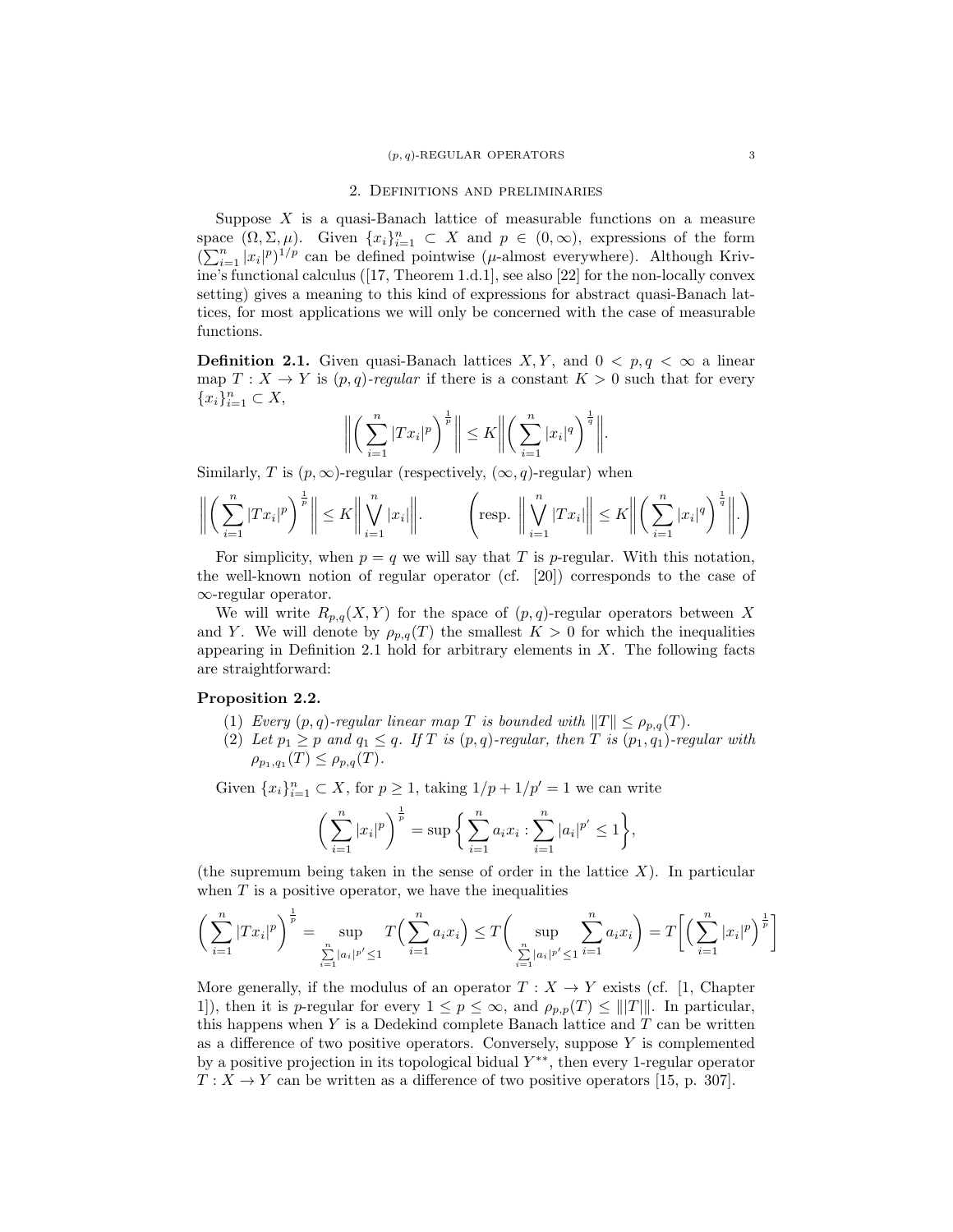## 2. Definitions and preliminaries

Suppose $X$ is a quasi-Banach lattice of measurable functions on a measure space $(\Omega, \Sigma, \mu)$. Given $\{x_i\}_{i=1}^n \subset X$ and $p \in (0, \infty)$, expressions of the form $(\sum_{i=1}^n |x_i|^p)^{1/p}$ can be defined pointwise ($\mu$-almost everywhere). Although Krivine's functional calculus ([17, Theorem 1.d.1], see also [22] for the non-locally convex setting) gives a meaning to this kind of expressions for abstract quasi-Banach lattices, for most applications we will only be concerned with the case of measurable functions.

**Definition 2.1.** Given quasi-Banach lattices $X, Y$, and $0 < p, q < \infty$ a linear map $T : X \to Y$ is *$(p,q)$-regular* if there is a constant $K > 0$ such that for every $\{x_i\}_{i=1}^n \subset X$,

$$\Big\| \Big( \sum_{i=1}^n |Tx_i|^p \Big)^{\frac{1}{p}} \Big\| \leq K \Big\| \Big( \sum_{i=1}^n |x_i|^q \Big)^{\frac{1}{q}} \Big\|.$$

Similarly, $T$ is $(p,\infty)$-regular (respectively, $(\infty, q)$-regular) when

$$\Big\| \Big( \sum_{i=1}^n |Tx_i|^p \Big)^{\frac{1}{p}} \Big\| \leq K \Big\| \bigvee_{i=1}^n |x_i| \Big\|. \qquad \Big( \text{resp. } \Big\| \bigvee_{i=1}^n |Tx_i| \Big\| \leq K \Big\| \Big( \sum_{i=1}^n |x_i|^q \Big)^{\frac{1}{q}} \Big\|. \Big)$$

For simplicity, when $p = q$ we will say that $T$ is $p$-regular. With this notation, the well-known notion of regular operator (cf. [20]) corresponds to the case of $\infty$-regular operator.

We will write $R_{p,q}(X, Y)$ for the space of $(p,q)$-regular operators between $X$ and $Y$. We will denote by $\rho_{p,q}(T)$ the smallest $K > 0$ for which the inequalities appearing in Definition 2.1 hold for arbitrary elements in $X$. The following facts are straightforward:

**Proposition 2.2.**

1. *Every $(p,q)$-regular linear map $T$ is bounded with $\|T\| \leq \rho_{p,q}(T)$.*
2. *Let $p_1 \geq p$ and $q_1 \leq q$. If $T$ is $(p,q)$-regular, then $T$ is $(p_1,q_1)$-regular with $\rho_{p_1,q_1}(T) \leq \rho_{p,q}(T)$.*

Given $\{x_i\}_{i=1}^n \subset X$, for $p \geq 1$, taking $1/p + 1/p' = 1$ we can write

$$\Big( \sum_{i=1}^n |x_i|^p \Big)^{\frac{1}{p}} = \sup \Big\{ \sum_{i=1}^n a_i x_i : \sum_{i=1}^n |a_i|^{p'} \leq 1 \Big\},$$

(the supremum being taken in the sense of order in the lattice $X$). In particular when $T$ is a positive operator, we have the inequalities

$$\Big( \sum_{i=1}^n |Tx_i|^p \Big)^{\frac{1}{p}} = \sup_{\sum_{i=1}^n |a_i|^{p'} \leq 1} T\Big( \sum_{i=1}^n a_i x_i \Big) \leq T\Big( \sup_{\sum_{i=1}^n |a_i|^{p'} \leq 1} \sum_{i=1}^n a_i x_i \Big) = T\Big[ \Big( \sum_{i=1}^n |x_i|^p \Big)^{\frac{1}{p}} \Big]$$

More generally, if the modulus of an operator $T : X \to Y$ exists (cf. [1, Chapter 1]), then it is $p$-regular for every $1 \leq p \leq \infty$, and $\rho_{p,p}(T) \leq \| |T| \|$. In particular, this happens when $Y$ is a Dedekind complete Banach lattice and $T$ can be written as a difference of two positive operators. Conversely, suppose $Y$ is complemented by a positive projection in its topological bidual $Y^{**}$, then every 1-regular operator $T : X \to Y$ can be written as a difference of two positive operators [15, p. 307].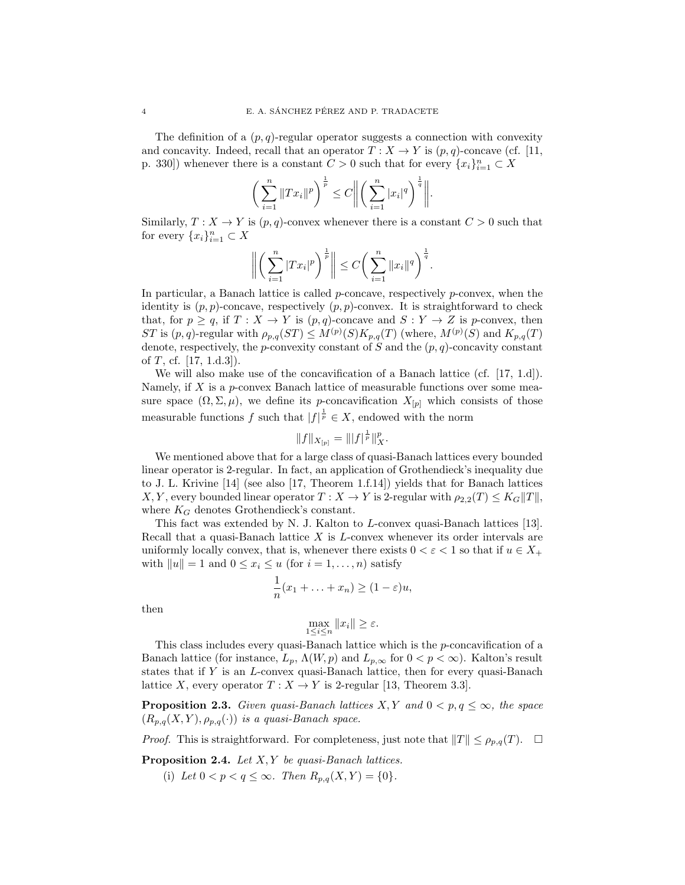The definition of a $(p,q)$-regular operator suggests a connection with convexity and concavity. Indeed, recall that an operator $T : X \to Y$ is $(p,q)$-concave (cf. [11, p. 330]) whenever there is a constant $C > 0$ such that for every $\{x_i\}_{i=1}^n \subset X$

$$\Big(\sum_{i=1}^n \|Tx_i\|^p\Big)^{\frac{1}{p}} \leq C \Big\| \Big(\sum_{i=1}^n |x_i|^q\Big)^{\frac{1}{q}} \Big\|.$$

Similarly, $T : X \to Y$ is $(p,q)$-convex whenever there is a constant $C > 0$ such that for every $\{x_i\}_{i=1}^n \subset X$

$$\Big\| \Big(\sum_{i=1}^n |Tx_i|^p\Big)^{\frac{1}{p}} \Big\| \leq C \Big(\sum_{i=1}^n \|x_i\|^q\Big)^{\frac{1}{q}}.$$

In particular, a Banach lattice is called $p$-concave, respectively $p$-convex, when the identity is $(p,p)$-concave, respectively $(p,p)$-convex. It is straightforward to check that, for $p \geq q$, if $T : X \to Y$ is $(p,q)$-concave and $S : Y \to Z$ is $p$-convex, then $ST$ is $(p,q)$-regular with $\rho_{p,q}(ST) \leq M^{(p)}(S) K_{p,q}(T)$ (where, $M^{(p)}(S)$ and $K_{p,q}(T)$ denote, respectively, the $p$-convexity constant of $S$ and the $(p,q)$-concavity constant of $T$, cf. [17, 1.d.3]).

We will also make use of the concavification of a Banach lattice (cf. [17, 1.d]). Namely, if $X$ is a $p$-convex Banach lattice of measurable functions over some measure space $(\Omega, \Sigma, \mu)$, we define its $p$-concavification $X_{[p]}$ which consists of those measurable functions $f$ such that $|f|^{\frac{1}{p}} \in X$, endowed with the norm

$$\|f\|_{X_{[p]}} = \||f|^{\frac{1}{p}}\|_X^p.$$

We mentioned above that for a large class of quasi-Banach lattices every bounded linear operator is 2-regular. In fact, an application of Grothendieck's inequality due to J. L. Krivine [14] (see also [17, Theorem 1.f.14]) yields that for Banach lattices $X, Y$, every bounded linear operator $T : X \to Y$ is 2-regular with $\rho_{2,2}(T) \leq K_G \|T\|$, where $K_G$ denotes Grothendieck's constant.

This fact was extended by N. J. Kalton to $L$-convex quasi-Banach lattices [13]. Recall that a quasi-Banach lattice $X$ is $L$-convex whenever its order intervals are uniformly locally convex, that is, whenever there exists $0 < \varepsilon < 1$ so that if $u \in X_+$ with $\|u\| = 1$ and $0 \leq x_i \leq u$ (for $i = 1, \ldots, n$) satisfy

$$\frac{1}{n}(x_1 + \ldots + x_n) \geq (1 - \varepsilon)u,$$

then

$$\max_{1 \leq i \leq n} \|x_i\| \geq \varepsilon.$$

This class includes every quasi-Banach lattice which is the $p$-concavification of a Banach lattice (for instance, $L_p$, $\Lambda(W,p)$ and $L_{p,\infty}$ for $0 < p < \infty$). Kalton's result states that if $Y$ is an $L$-convex quasi-Banach lattice, then for every quasi-Banach lattice $X$, every operator $T : X \to Y$ is 2-regular [13, Theorem 3.3].

**Proposition 2.3.** *Given quasi-Banach lattices $X, Y$ and $0 < p, q \leq \infty$, the space $(R_{p,q}(X,Y), \rho_{p,q}(\cdot))$ is a quasi-Banach space.*

*Proof.* This is straightforward. For completeness, just note that $\|T\| \leq \rho_{p,q}(T)$. $\square$

**Proposition 2.4.** *Let $X, Y$ be quasi-Banach lattices.*

(i) *Let $0 < p < q \leq \infty$. Then $R_{p,q}(X,Y) = \{0\}$.*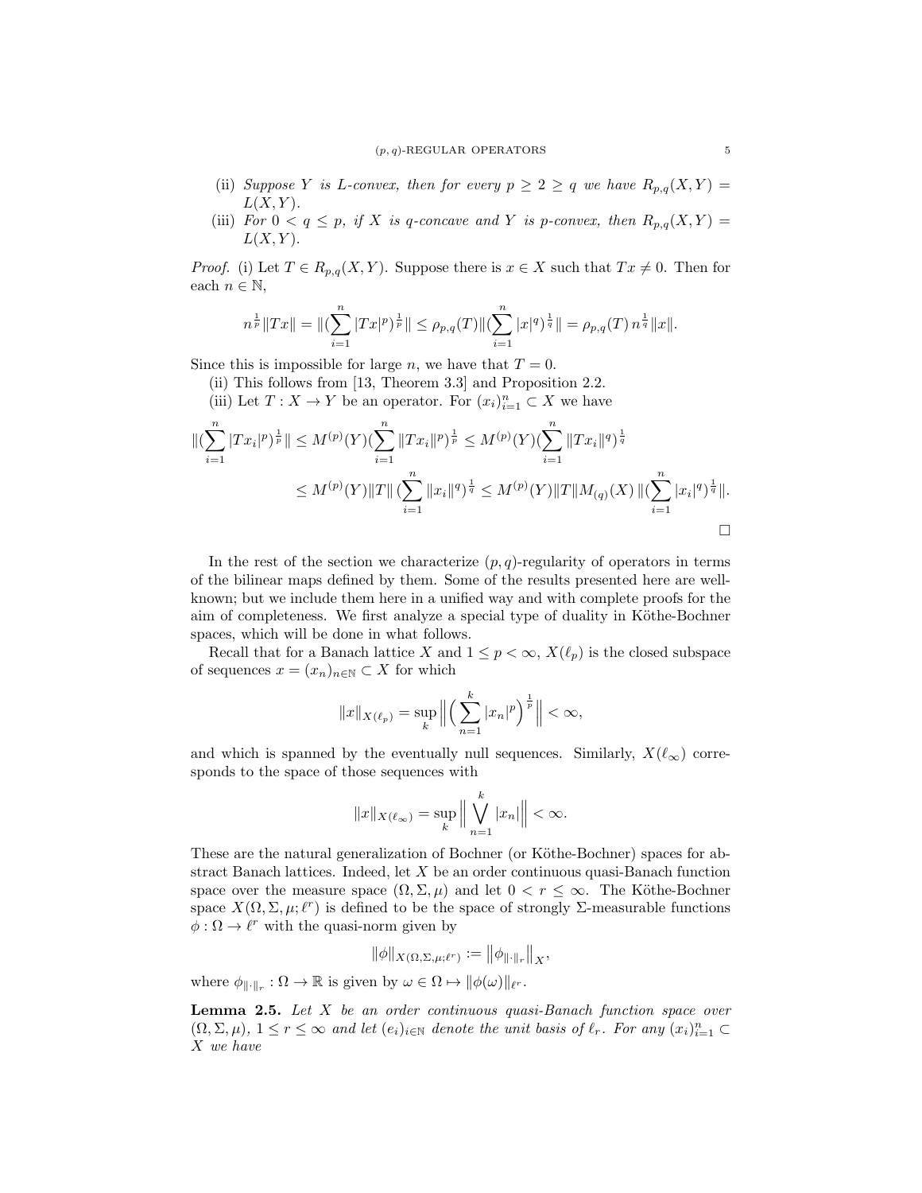(ii) *Suppose $Y$ is L-convex, then for every $p \geq 2 \geq q$ we have $R_{p,q}(X,Y) = L(X,Y)$.*

(iii) *For $0 < q \leq p$, if $X$ is $q$-concave and $Y$ is $p$-convex, then $R_{p,q}(X,Y) = L(X,Y)$.*

*Proof.* (i) Let $T \in R_{p,q}(X,Y)$. Suppose there is $x \in X$ such that $Tx \neq 0$. Then for each $n \in \mathbb{N}$,

$$n^{\frac{1}{p}}\|Tx\| = \|(\sum_{i=1}^{n} |Tx|^p)^{\frac{1}{p}}\| \leq \rho_{p,q}(T)\|(\sum_{i=1}^{n} |x|^q)^{\frac{1}{q}}\| = \rho_{p,q}(T)\, n^{\frac{1}{q}}\|x\|.$$

Since this is impossible for large $n$, we have that $T = 0$.

(ii) This follows from [13, Theorem 3.3] and Proposition 2.2.

(iii) Let $T : X \to Y$ be an operator. For $(x_i)_{i=1}^n \subset X$ we have

$$\begin{aligned}\|(\sum_{i=1}^{n} |Tx_i|^p)^{\frac{1}{p}}\| &\leq M^{(p)}(Y)(\sum_{i=1}^{n} \|Tx_i\|^p)^{\frac{1}{p}} \leq M^{(p)}(Y)(\sum_{i=1}^{n} \|Tx_i\|^q)^{\frac{1}{q}} \\ &\leq M^{(p)}(Y)\|T\|\,(\sum_{i=1}^{n} \|x_i\|^q)^{\frac{1}{q}} \leq M^{(p)}(Y)\|T\|M_{(q)}(X)\,\|(\sum_{i=1}^{n} |x_i|^q)^{\frac{1}{q}}\|.\end{aligned}$$

$\square$

In the rest of the section we characterize $(p,q)$-regularity of operators in terms of the bilinear maps defined by them. Some of the results presented here are well-known; but we include them here in a unified way and with complete proofs for the aim of completeness. We first analyze a special type of duality in Köthe-Bochner spaces, which will be done in what follows.

Recall that for a Banach lattice $X$ and $1 \leq p < \infty$, $X(\ell_p)$ is the closed subspace of sequences $x = (x_n)_{n\in\mathbb{N}} \subset X$ for which

$$\|x\|_{X(\ell_p)} = \sup_k \Big\| \Big( \sum_{n=1}^{k} |x_n|^p \Big)^{\frac{1}{p}} \Big\| < \infty,$$

and which is spanned by the eventually null sequences. Similarly, $X(\ell_\infty)$ corresponds to the space of those sequences with

$$\|x\|_{X(\ell_\infty)} = \sup_k \Big\| \bigvee_{n=1}^{k} |x_n| \Big\| < \infty.$$

These are the natural generalization of Bochner (or Köthe-Bochner) spaces for abstract Banach lattices. Indeed, let $X$ be an order continuous quasi-Banach function space over the measure space $(\Omega, \Sigma, \mu)$ and let $0 < r \leq \infty$. The Köthe-Bochner space $X(\Omega, \Sigma, \mu; \ell^r)$ is defined to be the space of strongly $\Sigma$-measurable functions $\phi : \Omega \to \ell^r$ with the quasi-norm given by

$$\|\phi\|_{X(\Omega,\Sigma,\mu;\ell^r)} := \big\|\phi_{\|\cdot\|_r}\big\|_X,$$

where $\phi_{\|\cdot\|_r} : \Omega \to \mathbb{R}$ is given by $\omega \in \Omega \mapsto \|\phi(\omega)\|_{\ell^r}$.

**Lemma 2.5.** *Let $X$ be an order continuous quasi-Banach function space over $(\Omega, \Sigma, \mu)$, $1 \leq r \leq \infty$ and let $(e_i)_{i\in\mathbb{N}}$ denote the unit basis of $\ell_r$. For any $(x_i)_{i=1}^n \subset X$ we have*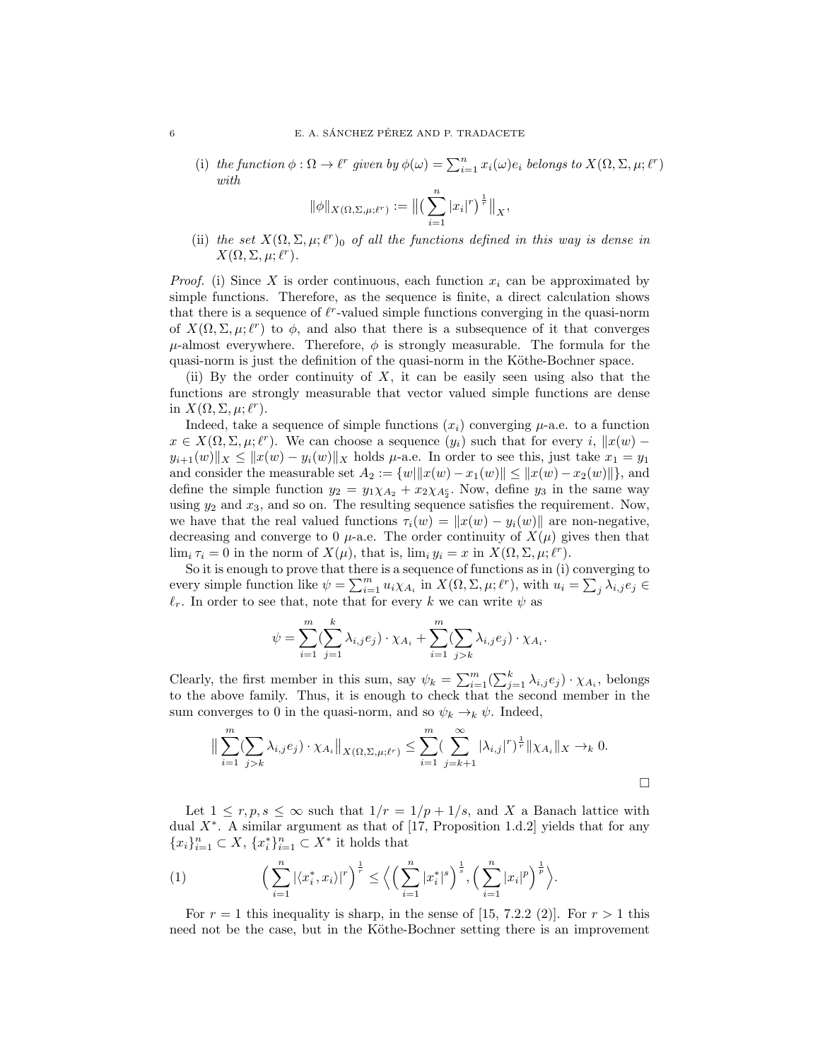(i) *the function $\phi : \Omega \to \ell^r$ given by $\phi(\omega) = \sum_{i=1}^n x_i(\omega) e_i$ belongs to $X(\Omega, \Sigma, \mu; \ell^r)$ with*

$$\|\phi\|_{X(\Omega,\Sigma,\mu;\ell^r)} := \big\| \big( \sum_{i=1}^n |x_i|^r \big)^{\frac{1}{r}} \big\|_X,$$

(ii) *the set $X(\Omega, \Sigma, \mu; \ell^r)_0$ of all the functions defined in this way is dense in $X(\Omega, \Sigma, \mu; \ell^r)$.*

*Proof.* (i) Since $X$ is order continuous, each function $x_i$ can be approximated by simple functions. Therefore, as the sequence is finite, a direct calculation shows that there is a sequence of $\ell^r$-valued simple functions converging in the quasi-norm of $X(\Omega, \Sigma, \mu; \ell^r)$ to $\phi$, and also that there is a subsequence of it that converges $\mu$-almost everywhere. Therefore, $\phi$ is strongly measurable. The formula for the quasi-norm is just the definition of the quasi-norm in the Köthe-Bochner space.

(ii) By the order continuity of $X$, it can be easily seen using also that the functions are strongly measurable that vector valued simple functions are dense in $X(\Omega, \Sigma, \mu; \ell^r)$.

Indeed, take a sequence of simple functions $(x_i)$ converging $\mu$-a.e. to a function $x \in X(\Omega, \Sigma, \mu; \ell^r)$. We can choose a sequence $(y_i)$ such that for every $i$, $\|x(w) - y_{i+1}(w)\|_X \le \|x(w) - y_i(w)\|_X$ holds $\mu$-a.e. In order to see this, just take $x_1 = y_1$ and consider the measurable set $A_2 := \{w \| \|x(w) - x_1(w)\| \le \|x(w) - x_2(w)\|\}$, and define the simple function $y_2 = y_1 \chi_{A_2} + x_2 \chi_{A_2^c}$. Now, define $y_3$ in the same way using $y_2$ and $x_3$, and so on. The resulting sequence satisfies the requirement. Now, we have that the real valued functions $\tau_i(w) = \|x(w) - y_i(w)\|$ are non-negative, decreasing and converge to 0 $\mu$-a.e. The order continuity of $X(\mu)$ gives then that $\lim_i \tau_i = 0$ in the norm of $X(\mu)$, that is, $\lim_i y_i = x$ in $X(\Omega, \Sigma, \mu; \ell^r)$.

So it is enough to prove that there is a sequence of functions as in (i) converging to every simple function like $\psi = \sum_{i=1}^m u_i \chi_{A_i}$ in $X(\Omega, \Sigma, \mu; \ell^r)$, with $u_i = \sum_j \lambda_{i,j} e_j \in \ell_r$. In order to see that, note that for every $k$ we can write $\psi$ as

$$\psi = \sum_{i=1}^m \big( \sum_{j=1}^k \lambda_{i,j} e_j \big) \cdot \chi_{A_i} + \sum_{i=1}^m \big( \sum_{j>k} \lambda_{i,j} e_j \big) \cdot \chi_{A_i}.$$

Clearly, the first member in this sum, say $\psi_k = \sum_{i=1}^m (\sum_{j=1}^k \lambda_{i,j} e_j) \cdot \chi_{A_i}$, belongs to the above family. Thus, it is enough to check that the second member in the sum converges to 0 in the quasi-norm, and so $\psi_k \to_k \psi$. Indeed,

$$\big\| \sum_{i=1}^m \big( \sum_{j>k} \lambda_{i,j} e_j \big) \cdot \chi_{A_i} \big\|_{X(\Omega,\Sigma,\mu;\ell^r)} \le \sum_{i=1}^m \big( \sum_{j=k+1}^\infty |\lambda_{i,j}|^r \big)^{\frac{1}{r}} \|\chi_{A_i}\|_X \to_k 0.$$

□

Let $1 \le r, p, s \le \infty$ such that $1/r = 1/p + 1/s$, and $X$ a Banach lattice with dual $X^*$. A similar argument as that of [17, Proposition 1.d.2] yields that for any $\{x_i\}_{i=1}^n \subset X$, $\{x_i^*\}_{i=1}^n \subset X^*$ it holds that

$$\Big( \sum_{i=1}^n |\langle x_i^*, x_i \rangle|^r \Big)^{\frac{1}{r}} \le \Big\langle \Big( \sum_{i=1}^n |x_i^*|^s \Big)^{\frac{1}{s}}, \Big( \sum_{i=1}^n |x_i|^p \Big)^{\frac{1}{p}} \Big\rangle. \tag{1}$$

For $r = 1$ this inequality is sharp, in the sense of [15, 7.2.2 (2)]. For $r > 1$ this need not be the case, but in the Köthe-Bochner setting there is an improvement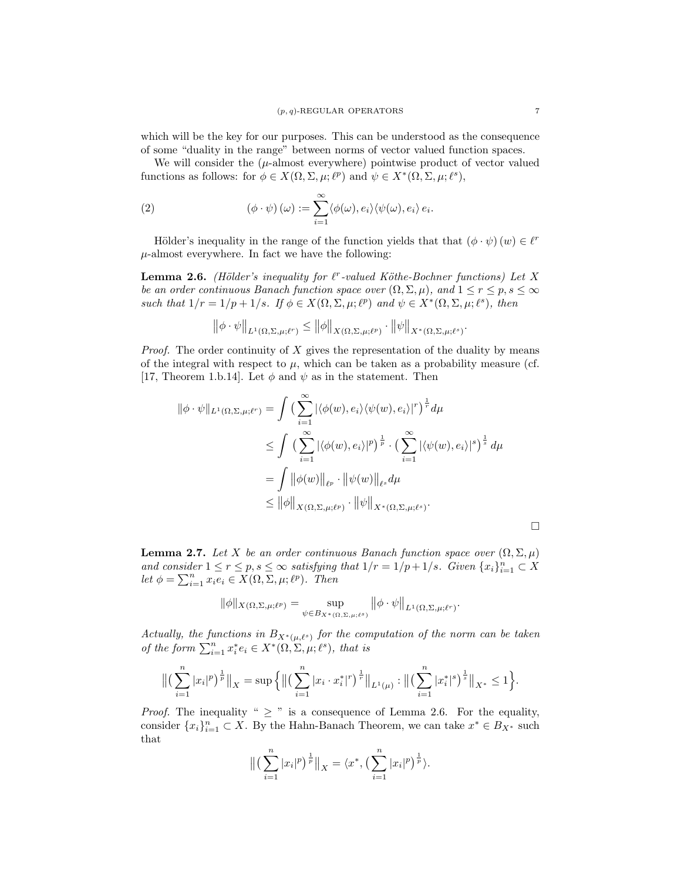which will be the key for our purposes. This can be understood as the consequence of some "duality in the range" between norms of vector valued function spaces.

We will consider the ($\mu$-almost everywhere) pointwise product of vector valued functions as follows: for $\phi \in X(\Omega,\Sigma,\mu;\ell^p)$ and $\psi \in X^*(\Omega,\Sigma,\mu;\ell^s)$,

$$(\phi \cdot \psi)(\omega) := \sum_{i=1}^{\infty} \langle \phi(\omega), e_i\rangle \langle \psi(\omega), e_i\rangle\, e_i. \tag{2}$$

Hölder's inequality in the range of the function yields that that $(\phi \cdot \psi)(w) \in \ell^r$ $\mu$-almost everywhere. In fact we have the following:

**Lemma 2.6.** *(Hölder's inequality for $\ell^r$-valued Köthe-Bochner functions) Let $X$ be an order continuous Banach function space over $(\Omega,\Sigma,\mu)$, and $1 \le r \le p, s \le \infty$ such that $1/r = 1/p + 1/s$. If $\phi \in X(\Omega,\Sigma,\mu;\ell^p)$ and $\psi \in X^*(\Omega,\Sigma,\mu;\ell^s)$, then*

$$\big\|\phi \cdot \psi\big\|_{L^1(\Omega,\Sigma,\mu;\ell^r)} \le \big\|\phi\big\|_{X(\Omega,\Sigma,\mu;\ell^p)} \cdot \big\|\psi\big\|_{X^*(\Omega,\Sigma,\mu;\ell^s)}.$$

*Proof.* The order continuity of $X$ gives the representation of the duality by means of the integral with respect to $\mu$, which can be taken as a probability measure (cf. [17, Theorem 1.b.14]. Let $\phi$ and $\psi$ as in the statement. Then

$$\begin{aligned}
\|\phi \cdot \psi\|_{L^1(\Omega,\Sigma,\mu;\ell^r)} &= \int \big(\sum_{i=1}^{\infty} |\langle \phi(w), e_i\rangle \langle \psi(w), e_i\rangle|^r\big)^{\frac{1}{r}} d\mu \\
&\le \int \big(\sum_{i=1}^{\infty} |\langle \phi(w), e_i\rangle|^p\big)^{\frac{1}{p}} \cdot \big(\sum_{i=1}^{\infty} |\langle \psi(w), e_i\rangle|^s\big)^{\frac{1}{s}} d\mu \\
&= \int \big\|\phi(w)\big\|_{\ell^p} \cdot \big\|\psi(w)\big\|_{\ell^s} d\mu \\
&\le \big\|\phi\big\|_{X(\Omega,\Sigma,\mu;\ell^p)} \cdot \big\|\psi\big\|_{X^*(\Omega,\Sigma,\mu;\ell^s)}.
\end{aligned}$$

$\square$

**Lemma 2.7.** *Let $X$ be an order continuous Banach function space over $(\Omega,\Sigma,\mu)$ and consider $1 \le r \le p, s \le \infty$ satisfying that $1/r = 1/p + 1/s$. Given $\{x_i\}_{i=1}^n \subset X$ let $\phi = \sum_{i=1}^n x_i e_i \in X(\Omega,\Sigma,\mu;\ell^p)$. Then*

$$\|\phi\|_{X(\Omega,\Sigma,\mu;\ell^p)} = \sup_{\psi \in B_{X^*(\Omega,\Sigma,\mu;\ell^s)}} \big\|\phi \cdot \psi\big\|_{L^1(\Omega,\Sigma,\mu;\ell^r)}.$$

*Actually, the functions in $B_{X^*(\mu,\ell^s)}$ for the computation of the norm can be taken of the form $\sum_{i=1}^n x_i^* e_i \in X^*(\Omega,\Sigma,\mu;\ell^s)$, that is*

$$\big\|\big(\sum_{i=1}^n |x_i|^p\big)^{\frac{1}{p}}\big\|_X = \sup\Big\{\big\|\big(\sum_{i=1}^n |x_i \cdot x_i^*|^r\big)^{\frac{1}{r}}\big\|_{L^1(\mu)} : \big\|\big(\sum_{i=1}^n |x_i^*|^s\big)^{\frac{1}{s}}\big\|_{X^*} \le 1\Big\}.$$

*Proof.* The inequality " $\ge$ " is a consequence of Lemma 2.6. For the equality, consider $\{x_i\}_{i=1}^n \subset X$. By the Hahn-Banach Theorem, we can take $x^* \in B_{X^*}$ such that

$$\big\|\big(\sum_{i=1}^n |x_i|^p\big)^{\frac{1}{p}}\big\|_X = \langle x^*, \big(\sum_{i=1}^n |x_i|^p\big)^{\frac{1}{p}}\rangle.$$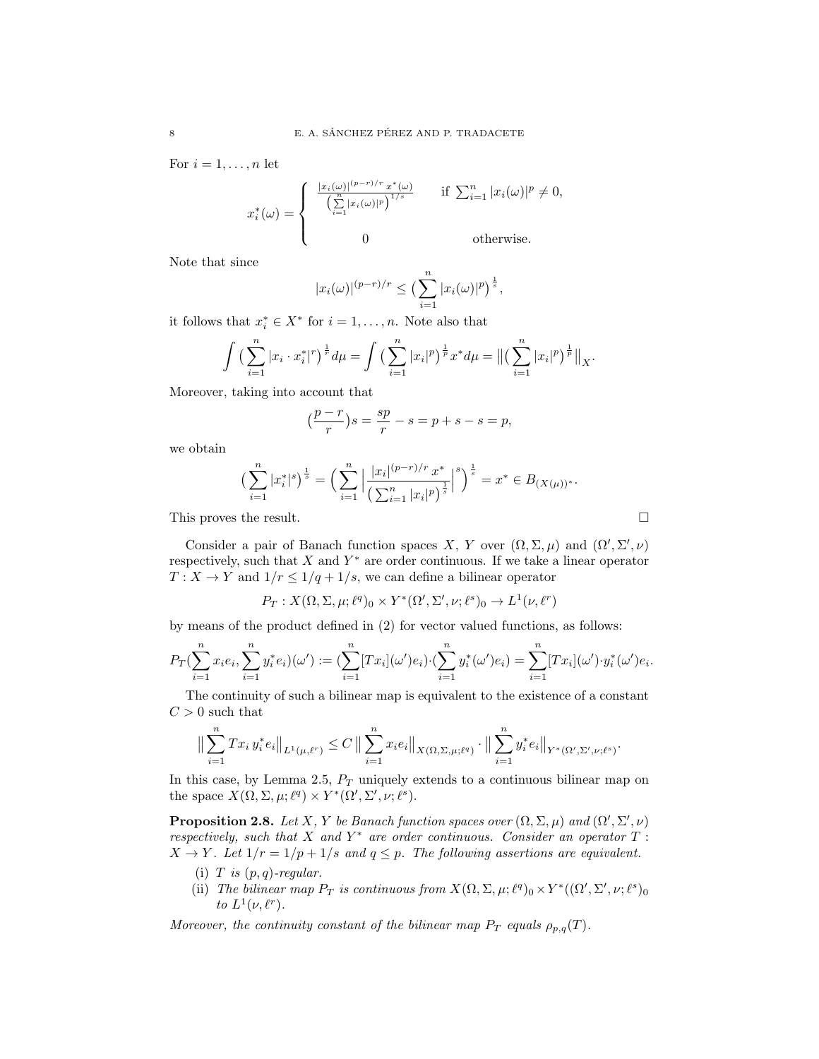For $i = 1, \ldots, n$ let

$$x_i^*(\omega) = \begin{cases} \dfrac{|x_i(\omega)|^{(p-r)/r}\, x^*(\omega)}{\big(\sum_{i=1}^n |x_i(\omega)|^p\big)^{1/s}} & \text{if } \sum_{i=1}^n |x_i(\omega)|^p \neq 0, \\ \\ 0 & \text{otherwise.} \end{cases}$$

Note that since

$$|x_i(\omega)|^{(p-r)/r} \leq \big(\sum_{i=1}^n |x_i(\omega)|^p\big)^{\frac{1}{s}},$$

it follows that $x_i^* \in X^*$ for $i = 1, \ldots, n$. Note also that

$$\int \big(\sum_{i=1}^n |x_i \cdot x_i^*|^r\big)^{\frac{1}{r}} d\mu = \int \big(\sum_{i=1}^n |x_i|^p\big)^{\frac{1}{p}} x^* d\mu = \big\|\big(\sum_{i=1}^n |x_i|^p\big)^{\frac{1}{p}}\big\|_X.$$

Moreover, taking into account that

$$\big(\frac{p-r}{r}\big)s = \frac{sp}{r} - s = p + s - s = p,$$

we obtain

$$\big(\sum_{i=1}^n |x_i^*|^s\big)^{\frac{1}{s}} = \Big(\sum_{i=1}^n \Big|\frac{|x_i|^{(p-r)/r}\, x^*}{\big(\sum_{i=1}^n |x_i|^p\big)^{\frac{1}{s}}}\Big|^s\Big)^{\frac{1}{s}} = x^* \in B_{(X(\mu))^*}.$$

This proves the result. $\square$

Consider a pair of Banach function spaces $X$, $Y$ over $(\Omega, \Sigma, \mu)$ and $(\Omega', \Sigma', \nu)$ respectively, such that $X$ and $Y^*$ are order continuous. If we take a linear operator $T : X \to Y$ and $1/r \leq 1/q + 1/s$, we can define a bilinear operator

$$P_T : X(\Omega, \Sigma, \mu; \ell^q)_0 \times Y^*(\Omega', \Sigma', \nu; \ell^s)_0 \to L^1(\nu, \ell^r)$$

by means of the product defined in (2) for vector valued functions, as follows:

$$P_T\big(\sum_{i=1}^n x_i e_i, \sum_{i=1}^n y_i^* e_i\big)(\omega') := \big(\sum_{i=1}^n [Tx_i](\omega') e_i\big) \cdot \big(\sum_{i=1}^n y_i^*(\omega') e_i\big) = \sum_{i=1}^n [Tx_i](\omega') \cdot y_i^*(\omega') e_i.$$

The continuity of such a bilinear map is equivalent to the existence of a constant $C > 0$ such that

$$\big\|\sum_{i=1}^n Tx_i\, y_i^* e_i\big\|_{L^1(\mu, \ell^r)} \leq C \,\big\|\sum_{i=1}^n x_i e_i\big\|_{X(\Omega, \Sigma, \mu; \ell^q)} \cdot \big\|\sum_{i=1}^n y_i^* e_i\big\|_{Y^*(\Omega', \Sigma', \nu; \ell^s)}.$$

In this case, by Lemma 2.5, $P_T$ uniquely extends to a continuous bilinear map on the space $X(\Omega, \Sigma, \mu; \ell^q) \times Y^*(\Omega', \Sigma', \nu; \ell^s)$.

**Proposition 2.8.** *Let $X$, $Y$ be Banach function spaces over $(\Omega, \Sigma, \mu)$ and $(\Omega', \Sigma', \nu)$ respectively, such that $X$ and $Y^*$ are order continuous. Consider an operator $T : X \to Y$. Let $1/r = 1/p + 1/s$ and $q \leq p$. The following assertions are equivalent.*

1. *$T$ is $(p, q)$-regular.*
2. *The bilinear map $P_T$ is continuous from $X(\Omega, \Sigma, \mu; \ell^q)_0 \times Y^*((\Omega', \Sigma', \nu; \ell^s)_0$ to $L^1(\nu, \ell^r)$.*

*Moreover, the continuity constant of the bilinear map $P_T$ equals $\rho_{p,q}(T)$.*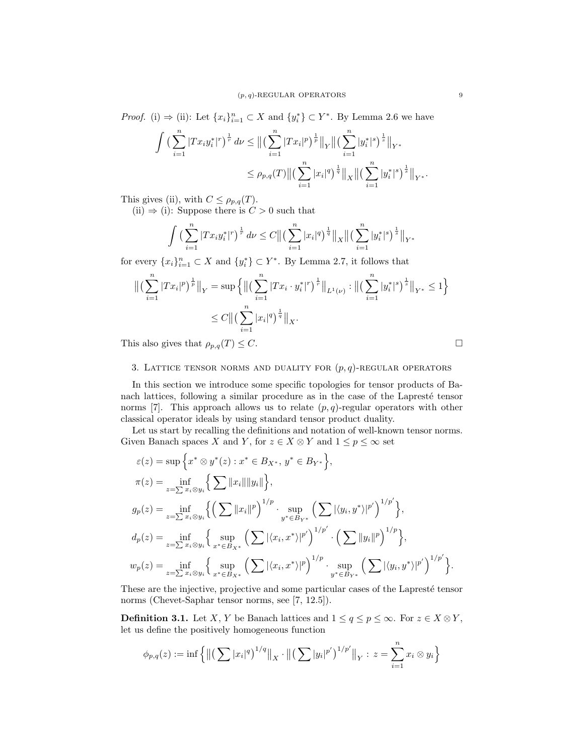*Proof.* (i) ⇒ (ii): Let $\{x_i\}_{i=1}^n \subset X$ and $\{y_i^*\} \subset Y^*$. By Lemma 2.6 we have

$$\int \big(\sum_{i=1}^n |Tx_i y_i^*|^r\big)^{\frac{1}{r}} \, d\nu \leq \big\|\big(\sum_{i=1}^n |Tx_i|^p\big)^{\frac{1}{p}}\big\|_Y \big\|\big(\sum_{i=1}^n |y_i^*|^s\big)^{\frac{1}{s}}\big\|_{Y^*}$$

$$\leq \rho_{p,q}(T)\big\|\big(\sum_{i=1}^n |x_i|^q\big)^{\frac{1}{q}}\big\|_X \big\|\big(\sum_{i=1}^n |y_i^*|^s\big)^{\frac{1}{s}}\big\|_{Y^*}.$$

This gives (ii), with $C \leq \rho_{p,q}(T)$.

(ii) ⇒ (i): Suppose there is $C > 0$ such that

$$\int \big(\sum_{i=1}^n |Tx_i y_i^*|^r\big)^{\frac{1}{r}} \, d\nu \leq C\big\|\big(\sum_{i=1}^n |x_i|^q\big)^{\frac{1}{q}}\big\|_X \big\|\big(\sum_{i=1}^n |y_i^*|^s\big)^{\frac{1}{s}}\big\|_{Y^*}$$

for every $\{x_i\}_{i=1}^n \subset X$ and $\{y_i^*\} \subset Y^*$. By Lemma 2.7, it follows that

$$\big\|\big(\sum_{i=1}^n |Tx_i|^p\big)^{\frac{1}{p}}\big\|_Y = \sup\Big\{\big\|\big(\sum_{i=1}^n |Tx_i \cdot y_i^*|^r\big)^{\frac{1}{r}}\big\|_{L^1(\nu)} : \big\|\big(\sum_{i=1}^n |y_i^*|^s\big)^{\frac{1}{s}}\big\|_{Y^*} \leq 1\Big\}$$

$$\leq C\big\|\big(\sum_{i=1}^n |x_i|^q\big)^{\frac{1}{q}}\big\|_X.$$

This also gives that $\rho_{p,q}(T) \leq C$. □

## 3. Lattice tensor norms and duality for $(p,q)$-regular operators

In this section we introduce some specific topologies for tensor products of Banach lattices, following a similar procedure as in the case of the Lapresté tensor norms [7]. This approach allows us to relate $(p,q)$-regular operators with other classical operator ideals by using standard tensor product duality.

Let us start by recalling the definitions and notation of well-known tensor norms. Given Banach spaces $X$ and $Y$, for $z \in X \otimes Y$ and $1 \leq p \leq \infty$ set

$$\varepsilon(z) = \sup\Big\{x^* \otimes y^*(z) : x^* \in B_{X^*},\ y^* \in B_{Y^*}\Big\},$$

$$\pi(z) = \inf_{z=\sum x_i \otimes y_i}\Big\{\sum \|x_i\|\|y_i\|\Big\},$$

$$g_p(z) = \inf_{z=\sum x_i \otimes y_i}\Big\{\Big(\sum \|x_i\|^p\Big)^{1/p} \cdot \sup_{y^* \in B_{Y^*}}\Big(\sum |\langle y_i, y^*\rangle|^{p'}\Big)^{1/p'}\Big\},$$

$$d_p(z) = \inf_{z=\sum x_i \otimes y_i}\Big\{\sup_{x^* \in B_{X^*}}\Big(\sum |\langle x_i, x^*\rangle|^{p'}\Big)^{1/p'} \cdot \Big(\sum \|y_i\|^p\Big)^{1/p}\Big\},$$

$$w_p(z) = \inf_{z=\sum x_i \otimes y_i}\Big\{\sup_{x^* \in B_{X^*}}\Big(\sum |\langle x_i, x^*\rangle|^{p}\Big)^{1/p} \cdot \sup_{y^* \in B_{Y^*}}\Big(\sum |\langle y_i, y^*\rangle|^{p'}\Big)^{1/p'}\Big\}.$$

These are the injective, projective and some particular cases of the Lapresté tensor norms (Chevet-Saphar tensor norms, see [7, 12.5]).

**Definition 3.1.** Let $X$, $Y$ be Banach lattices and $1 \leq q \leq p \leq \infty$. For $z \in X \otimes Y$, let us define the positively homogeneous function

$$\phi_{p,q}(z) := \inf\Big\{\big\|\big(\sum |x_i|^q\big)^{1/q}\big\|_X \cdot \big\|\big(\sum |y_i|^{p'}\big)^{1/p'}\big\|_Y : z = \sum_{i=1}^n x_i \otimes y_i\Big\}$$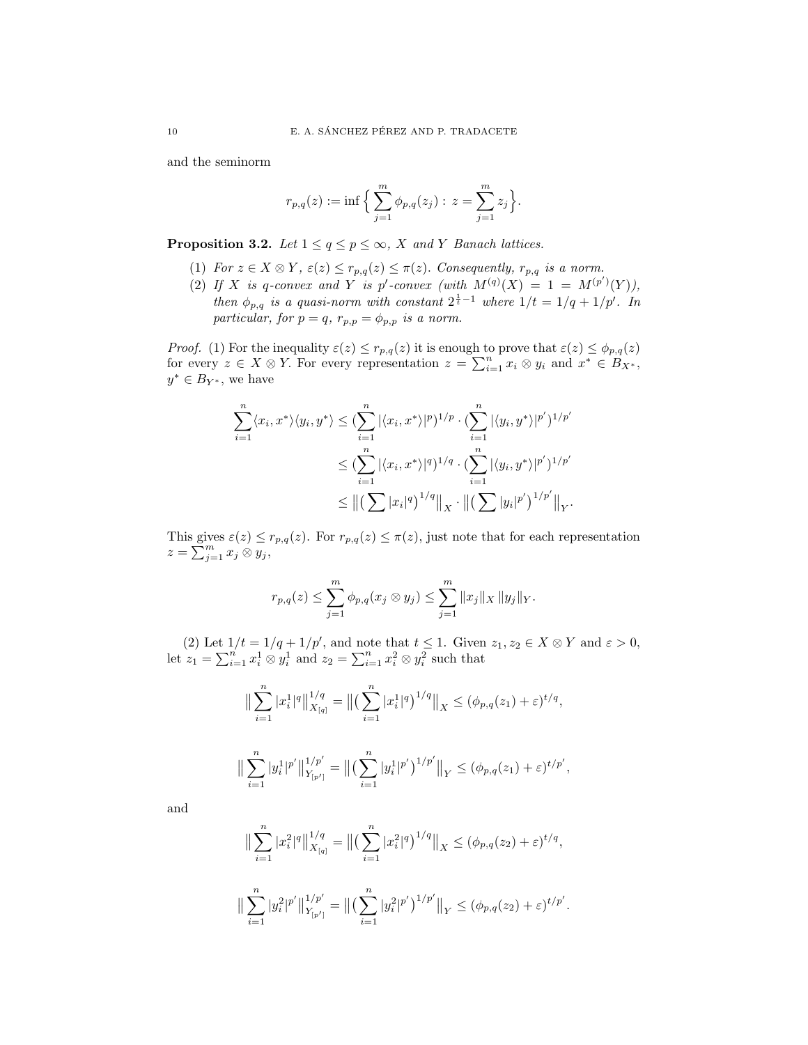and the seminorm

$$r_{p,q}(z) := \inf \Big\{ \sum_{j=1}^{m} \phi_{p,q}(z_j) : z = \sum_{j=1}^{m} z_j \Big\}.$$

**Proposition 3.2.** *Let $1 \leq q \leq p \leq \infty$, $X$ and $Y$ Banach lattices.*

1. *For $z \in X \otimes Y$, $\varepsilon(z) \leq r_{p,q}(z) \leq \pi(z)$. Consequently, $r_{p,q}$ is a norm.*
2. *If $X$ is $q$-convex and $Y$ is $p'$-convex (with $M^{(q)}(X) = 1 = M^{(p')}(Y)$), then $\phi_{p,q}$ is a quasi-norm with constant $2^{\frac{1}{t}-1}$ where $1/t = 1/q + 1/p'$. In particular, for $p = q$, $r_{p,p} = \phi_{p,p}$ is a norm.*

*Proof.* (1) For the inequality $\varepsilon(z) \leq r_{p,q}(z)$ it is enough to prove that $\varepsilon(z) \leq \phi_{p,q}(z)$ for every $z \in X \otimes Y$. For every representation $z = \sum_{i=1}^{n} x_i \otimes y_i$ and $x^* \in B_{X^*}$, $y^* \in B_{Y^*}$, we have

$$\begin{aligned}
\sum_{i=1}^{n} \langle x_i, x^* \rangle \langle y_i, y^* \rangle &\leq \big(\sum_{i=1}^{n} |\langle x_i, x^* \rangle|^p\big)^{1/p} \cdot \big(\sum_{i=1}^{n} |\langle y_i, y^* \rangle|^{p'}\big)^{1/p'} \\
&\leq \big(\sum_{i=1}^{n} |\langle x_i, x^* \rangle|^q\big)^{1/q} \cdot \big(\sum_{i=1}^{n} |\langle y_i, y^* \rangle|^{p'}\big)^{1/p'} \\
&\leq \big\| \big( \sum |x_i|^q \big)^{1/q} \big\|_X \cdot \big\| \big( \sum |y_i|^{p'} \big)^{1/p'} \big\|_Y .
\end{aligned}$$

This gives $\varepsilon(z) \leq r_{p,q}(z)$. For $r_{p,q}(z) \leq \pi(z)$, just note that for each representation $z = \sum_{j=1}^{m} x_j \otimes y_j$,

$$r_{p,q}(z) \leq \sum_{j=1}^{m} \phi_{p,q}(x_j \otimes y_j) \leq \sum_{j=1}^{m} \|x_j\|_X \, \|y_j\|_Y .$$

(2) Let $1/t = 1/q + 1/p'$, and note that $t \leq 1$. Given $z_1, z_2 \in X \otimes Y$ and $\varepsilon > 0$, let $z_1 = \sum_{i=1}^{n} x_i^1 \otimes y_i^1$ and $z_2 = \sum_{i=1}^{n} x_i^2 \otimes y_i^2$ such that

$$\big\| \sum_{i=1}^{n} |x_i^1|^q \big\|_{X_{[q]}}^{1/q} = \big\| \big( \sum_{i=1}^{n} |x_i^1|^q \big)^{1/q} \big\|_X \leq (\phi_{p,q}(z_1) + \varepsilon)^{t/q},$$

$$\big\| \sum_{i=1}^{n} |y_i^1|^{p'} \big\|_{Y_{[p']}}^{1/p'} = \big\| \big( \sum_{i=1}^{n} |y_i^1|^{p'} \big)^{1/p'} \big\|_Y \leq (\phi_{p,q}(z_1) + \varepsilon)^{t/p'},$$

and

$$\big\| \sum_{i=1}^{n} |x_i^2|^q \big\|_{X_{[q]}}^{1/q} = \big\| \big( \sum_{i=1}^{n} |x_i^2|^q \big)^{1/q} \big\|_X \leq (\phi_{p,q}(z_2) + \varepsilon)^{t/q},$$

$$\big\| \sum_{i=1}^{n} |y_i^2|^{p'} \big\|_{Y_{[p']}}^{1/p'} = \big\| \big( \sum_{i=1}^{n} |y_i^2|^{p'} \big)^{1/p'} \big\|_Y \leq (\phi_{p,q}(z_2) + \varepsilon)^{t/p'}.$$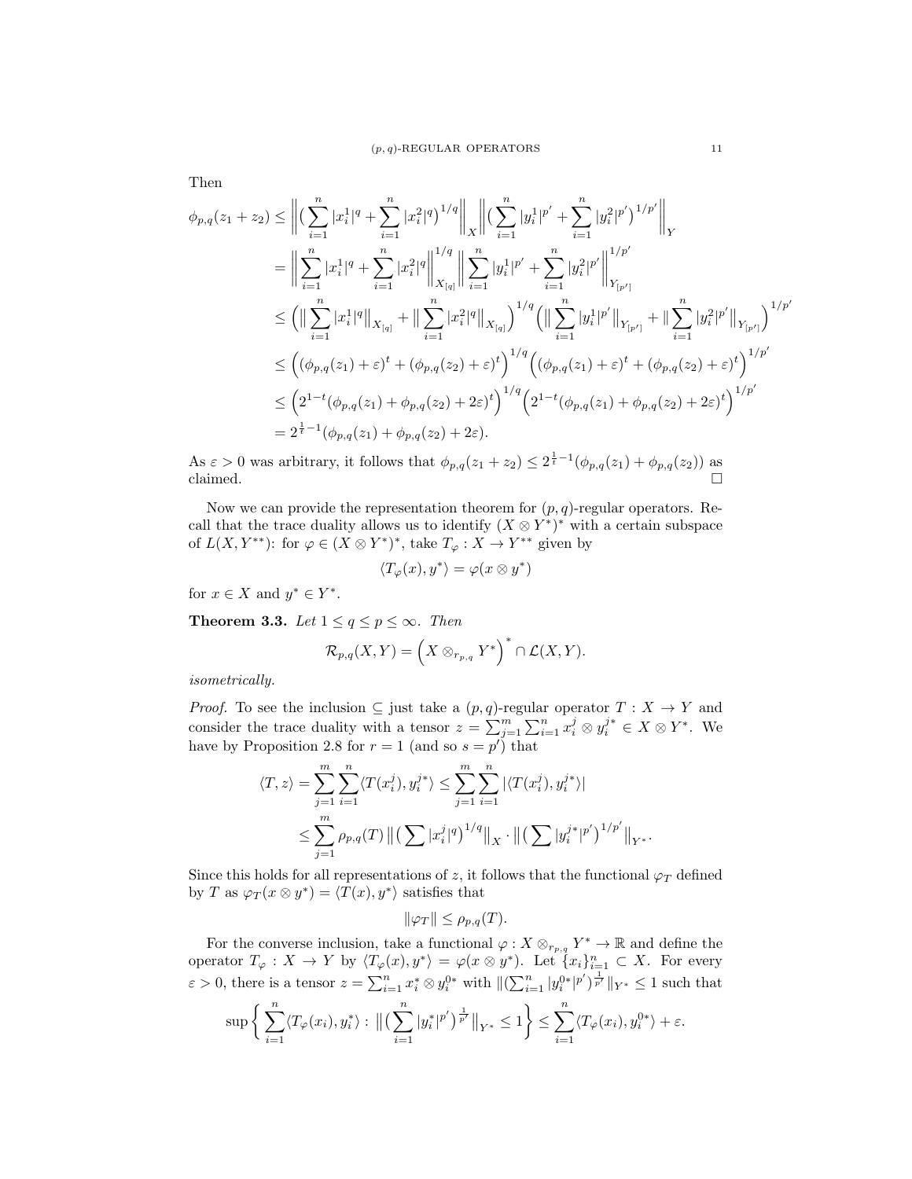Then

$$
\begin{aligned}
\phi_{p,q}(z_1+z_2) &\le \Big\| \big( \sum_{i=1}^n |x_i^1|^q + \sum_{i=1}^n |x_i^2|^q \big)^{1/q} \Big\|_X \Big\| \big( \sum_{i=1}^n |y_i^1|^{p'} + \sum_{i=1}^n |y_i^2|^{p'} \big)^{1/p'} \Big\|_Y \\
&= \Big\| \sum_{i=1}^n |x_i^1|^q + \sum_{i=1}^n |x_i^2|^q \Big\|_{X_{[q]}}^{1/q} \Big\| \sum_{i=1}^n |y_i^1|^{p'} + \sum_{i=1}^n |y_i^2|^{p'} \Big\|_{Y_{[p']}}^{1/p'} \\
&\le \Big( \big\| \sum_{i=1}^n |x_i^1|^q \big\|_{X_{[q]}} + \big\| \sum_{i=1}^n |x_i^2|^q \big\|_{X_{[q]}} \Big)^{1/q} \Big( \big\| \sum_{i=1}^n |y_i^1|^{p'} \big\|_{Y_{[p']}} + \big\| \sum_{i=1}^n |y_i^2|^{p'} \big\|_{Y_{[p']}} \Big)^{1/p'} \\
&\le \Big( (\phi_{p,q}(z_1)+\varepsilon)^t + (\phi_{p,q}(z_2)+\varepsilon)^t \Big)^{1/q} \Big( (\phi_{p,q}(z_1)+\varepsilon)^t + (\phi_{p,q}(z_2)+\varepsilon)^t \Big)^{1/p'} \\
&\le \Big( 2^{1-t} (\phi_{p,q}(z_1) + \phi_{p,q}(z_2) + 2\varepsilon)^t \Big)^{1/q} \Big( 2^{1-t} (\phi_{p,q}(z_1) + \phi_{p,q}(z_2) + 2\varepsilon)^t \Big)^{1/p'} \\
&= 2^{\frac{1}{t}-1} (\phi_{p,q}(z_1) + \phi_{p,q}(z_2) + 2\varepsilon).
\end{aligned}
$$

As $\varepsilon > 0$ was arbitrary, it follows that $\phi_{p,q}(z_1+z_2) \le 2^{\frac{1}{t}-1}(\phi_{p,q}(z_1) + \phi_{p,q}(z_2))$ as claimed. $\square$

Now we can provide the representation theorem for $(p,q)$-regular operators. Recall that the trace duality allows us to identify $(X \otimes Y^*)^*$ with a certain subspace of $L(X, Y^{**})$: for $\varphi \in (X \otimes Y^*)^*$, take $T_\varphi : X \to Y^{**}$ given by

$$
\langle T_\varphi(x), y^* \rangle = \varphi(x \otimes y^*)
$$

for $x \in X$ and $y^* \in Y^*$.

**Theorem 3.3.** *Let $1 \le q \le p \le \infty$. Then*

$$
\mathcal{R}_{p,q}(X,Y) = \Big( X \otimes_{r_{p,q}} Y^* \Big)^* \cap \mathcal{L}(X,Y).
$$

*isometrically.*

*Proof.* To see the inclusion $\subseteq$ just take a $(p,q)$-regular operator $T : X \to Y$ and consider the trace duality with a tensor $z = \sum_{j=1}^m \sum_{i=1}^n x_i^j \otimes y_i^{j*} \in X \otimes Y^*$. We have by Proposition 2.8 for $r = 1$ (and so $s = p'$) that

$$
\begin{aligned}
\langle T, z \rangle = \sum_{j=1}^m \sum_{i=1}^n \langle T(x_i^j), y_i^{j*} \rangle &\le \sum_{j=1}^m \sum_{i=1}^n |\langle T(x_i^j), y_i^{j*} \rangle| \\
&\le \sum_{j=1}^m \rho_{p,q}(T) \big\| \big( \sum |x_i^j|^q \big)^{1/q} \big\|_X \cdot \big\| \big( \sum |y_i^{j*}|^{p'} \big)^{1/p'} \big\|_{Y^*}.
\end{aligned}
$$

Since this holds for all representations of $z$, it follows that the functional $\varphi_T$ defined by $T$ as $\varphi_T(x \otimes y^*) = \langle T(x), y^* \rangle$ satisfies that

$$
\|\varphi_T\| \le \rho_{p,q}(T).
$$

For the converse inclusion, take a functional $\varphi : X \otimes_{r_{p,q}} Y^* \to \mathbb{R}$ and define the operator $T_\varphi : X \to Y$ by $\langle T_\varphi(x), y^* \rangle = \varphi(x \otimes y^*)$. Let $\{x_i\}_{i=1}^n \subset X$. For every $\varepsilon > 0$, there is a tensor $z = \sum_{i=1}^n x_i^* \otimes y_i^{0*}$ with $\|(\sum_{i=1}^n |y_i^{0*}|^{p'})^{\frac{1}{p'}}\|_{Y^*} \le 1$ such that

$$
\sup\Big\{ \sum_{i=1}^n \langle T_\varphi(x_i), y_i^* \rangle : \big\| \big( \sum_{i=1}^n |y_i^*|^{p'} \big)^{\frac{1}{p'}} \big\|_{Y^*} \le 1 \Big\} \le \sum_{i=1}^n \langle T_\varphi(x_i), y_i^{0*} \rangle + \varepsilon.
$$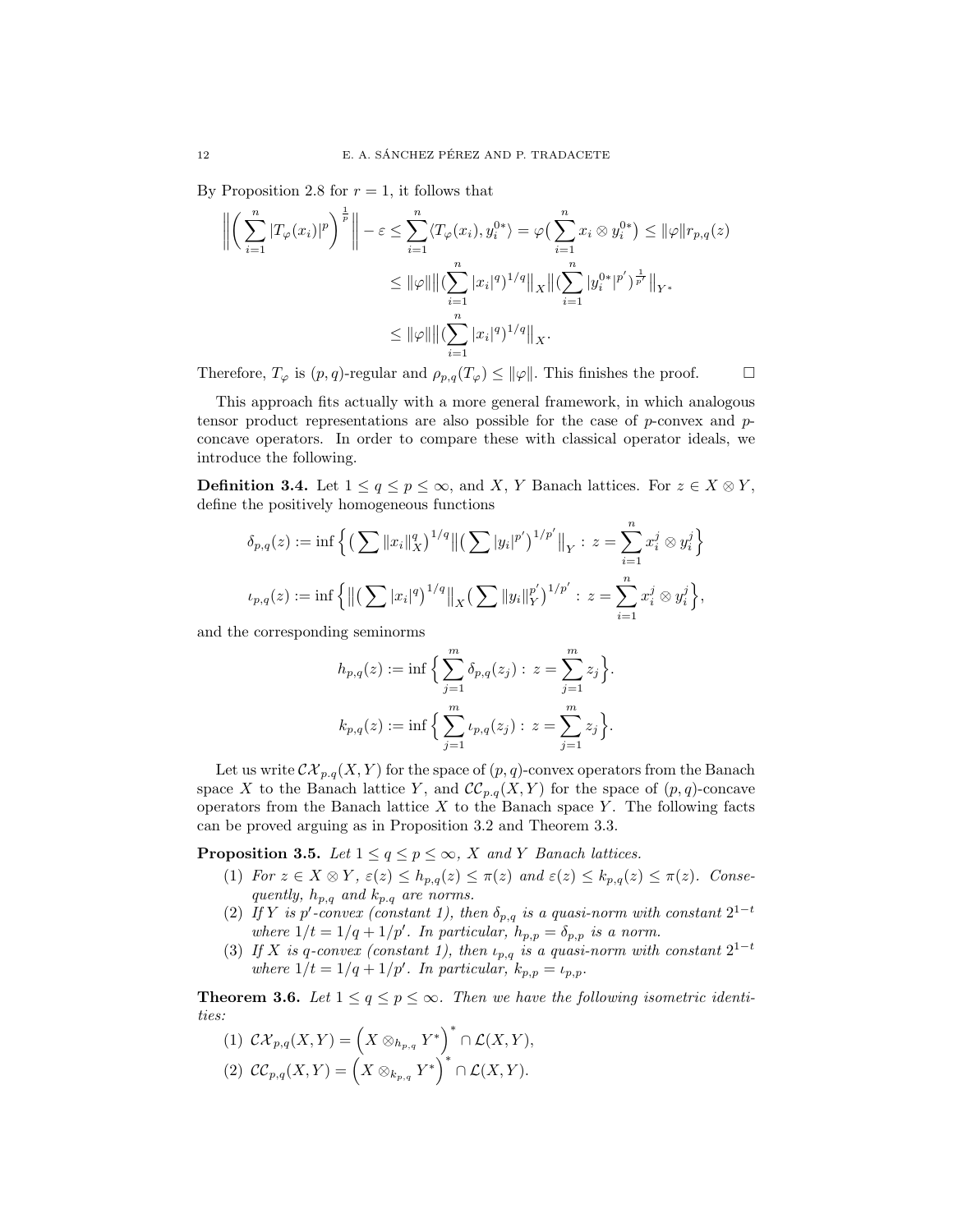By Proposition 2.8 for $r = 1$, it follows that

$$
\begin{aligned}
\Big\| \Big( \sum_{i=1}^n |T_\varphi(x_i)|^p \Big)^{\frac{1}{p}} \Big\| - \varepsilon &\le \sum_{i=1}^n \langle T_\varphi(x_i), y_i^{0*} \rangle = \varphi\big( \sum_{i=1}^n x_i \otimes y_i^{0*} \big) \le \|\varphi\| r_{p,q}(z) \\
&\le \|\varphi\| \big\| \big( \sum_{i=1}^n |x_i|^q \big)^{1/q} \big\|_X \big\| \big( \sum_{i=1}^n |y_i^{0*}|^{p'} \big)^{\frac{1}{p'}} \big\|_{Y^*} \\
&\le \|\varphi\| \big\| \big( \sum_{i=1}^n |x_i|^q \big)^{1/q} \big\|_X .
\end{aligned}
$$

Therefore, $T_\varphi$ is $(p,q)$-regular and $\rho_{p,q}(T_\varphi) \le \|\varphi\|$. This finishes the proof. $\square$

This approach fits actually with a more general framework, in which analogous tensor product representations are also possible for the case of $p$-convex and $p$-concave operators. In order to compare these with classical operator ideals, we introduce the following.

**Definition 3.4.** Let $1 \le q \le p \le \infty$, and $X$, $Y$ Banach lattices. For $z \in X \otimes Y$, define the positively homogeneous functions

$$
\delta_{p,q}(z) := \inf \Big\{ \big( \sum \|x_i\|_X^q \big)^{1/q} \big\| \big( \sum |y_i|^{p'} \big)^{1/p'} \big\|_Y : z = \sum_{i=1}^n x_i^j \otimes y_i^j \Big\}
$$

$$
\iota_{p,q}(z) := \inf \Big\{ \big\| \big( \sum |x_i|^q \big)^{1/q} \big\|_X \big( \sum \|y_i\|_Y^{p'} \big)^{1/p'} : z = \sum_{i=1}^n x_i^j \otimes y_i^j \Big\},
$$

and the corresponding seminorms

$$
h_{p,q}(z) := \inf \Big\{ \sum_{j=1}^m \delta_{p,q}(z_j) : z = \sum_{j=1}^m z_j \Big\}.
$$

$$
k_{p,q}(z) := \inf \Big\{ \sum_{j=1}^m \iota_{p,q}(z_j) : z = \sum_{j=1}^m z_j \Big\}.
$$

Let us write $\mathcal{CX}_{p.q}(X,Y)$ for the space of $(p,q)$-convex operators from the Banach space $X$ to the Banach lattice $Y$, and $\mathcal{CC}_{p,q}(X,Y)$ for the space of $(p,q)$-concave operators from the Banach lattice $X$ to the Banach space $Y$. The following facts can be proved arguing as in Proposition 3.2 and Theorem 3.3.

**Proposition 3.5.** *Let $1 \le q \le p \le \infty$, $X$ and $Y$ Banach lattices.*

1. *For $z \in X \otimes Y$, $\varepsilon(z) \le h_{p,q}(z) \le \pi(z)$ and $\varepsilon(z) \le k_{p,q}(z) \le \pi(z)$. Consequently, $h_{p,q}$ and $k_{p.q}$ are norms.*
2. *If $Y$ is $p'$-convex (constant 1), then $\delta_{p,q}$ is a quasi-norm with constant $2^{1-t}$ where $1/t = 1/q + 1/p'$. In particular, $h_{p,p} = \delta_{p,p}$ is a norm.*
3. *If $X$ is $q$-convex (constant 1), then $\iota_{p,q}$ is a quasi-norm with constant $2^{1-t}$ where $1/t = 1/q + 1/p'$. In particular, $k_{p,p} = \iota_{p,p}$.*

**Theorem 3.6.** *Let $1 \le q \le p \le \infty$. Then we have the following isometric identities:*

1. $\mathcal{CX}_{p,q}(X,Y) = \Big( X \otimes_{h_{p,q}} Y^* \Big)^* \cap \mathcal{L}(X,Y)$,
2. $\mathcal{CC}_{p,q}(X,Y) = \Big( X \otimes_{k_{p,q}} Y^* \Big)^* \cap \mathcal{L}(X,Y)$.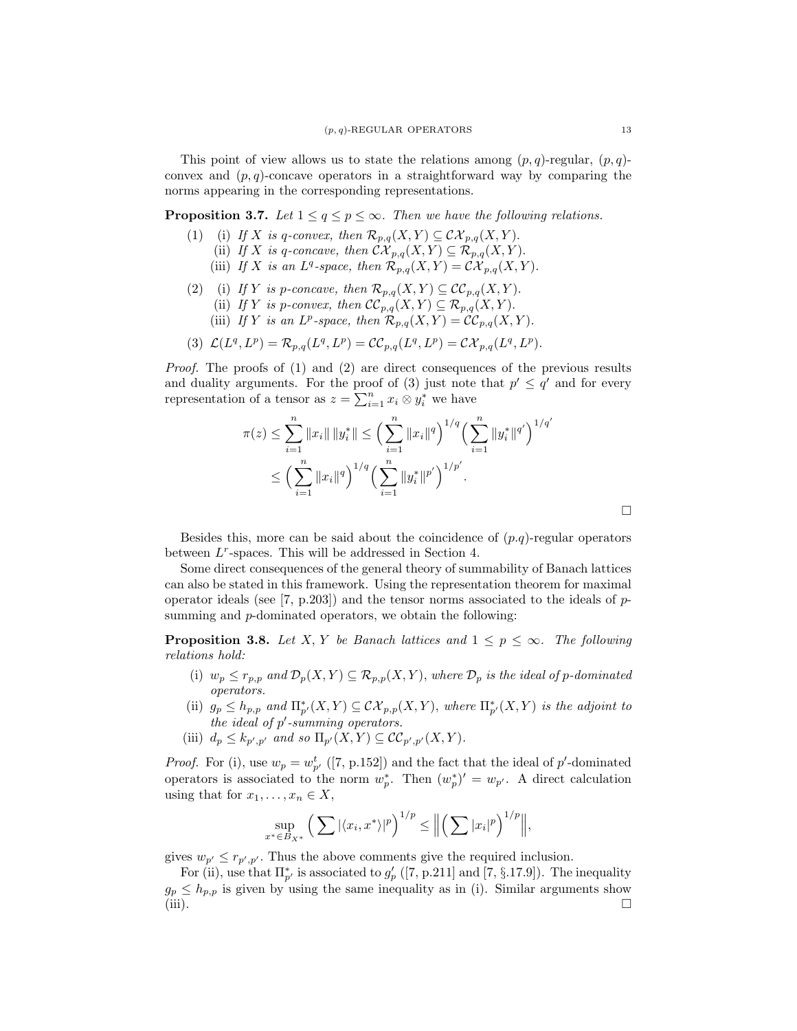This point of view allows us to state the relations among $(p, q)$-regular, $(p, q)$-convex and $(p, q)$-concave operators in a straightforward way by comparing the norms appearing in the corresponding representations.

**Proposition 3.7.** *Let $1 \leq q \leq p \leq \infty$. Then we have the following relations.*

(1) (i) *If $X$ is $q$-convex, then $\mathcal{R}_{p,q}(X, Y) \subseteq \mathcal{CX}_{p,q}(X, Y)$.*
 (ii) *If $X$ is $q$-concave, then $\mathcal{CX}_{p,q}(X, Y) \subseteq \mathcal{R}_{p,q}(X, Y)$.*
 (iii) *If $X$ is an $L^q$-space, then $\mathcal{R}_{p,q}(X, Y) = \mathcal{CX}_{p,q}(X, Y)$.*

(2) (i) *If $Y$ is $p$-concave, then $\mathcal{R}_{p,q}(X, Y) \subseteq \mathcal{CC}_{p,q}(X, Y)$.*
 (ii) *If $Y$ is $p$-convex, then $\mathcal{CC}_{p,q}(X, Y) \subseteq \mathcal{R}_{p,q}(X, Y)$.*
 (iii) *If $Y$ is an $L^p$-space, then $\mathcal{R}_{p,q}(X, Y) = \mathcal{CC}_{p,q}(X, Y)$.*

(3) $\mathcal{L}(L^q, L^p) = \mathcal{R}_{p,q}(L^q, L^p) = \mathcal{CC}_{p,q}(L^q, L^p) = \mathcal{CX}_{p,q}(L^q, L^p)$.

*Proof.* The proofs of (1) and (2) are direct consequences of the previous results and duality arguments. For the proof of (3) just note that $p' \leq q'$ and for every representation of a tensor as $z = \sum_{i=1}^n x_i \otimes y_i^*$ we have

$$
\begin{aligned}
\pi(z) &\leq \sum_{i=1}^n \|x_i\| \, \|y_i^*\| \leq \Big( \sum_{i=1}^n \|x_i\|^q \Big)^{1/q} \Big( \sum_{i=1}^n \|y_i^*\|^{q'} \Big)^{1/q'} \\
&\leq \Big( \sum_{i=1}^n \|x_i\|^q \Big)^{1/q} \Big( \sum_{i=1}^n \|y_i^*\|^{p'} \Big)^{1/p'}.
\end{aligned}
$$

□

Besides this, more can be said about the coincidence of $(p.q)$-regular operators between $L^r$-spaces. This will be addressed in Section 4.

Some direct consequences of the general theory of summability of Banach lattices can also be stated in this framework. Using the representation theorem for maximal operator ideals (see [7, p.203]) and the tensor norms associated to the ideals of $p$-summing and $p$-dominated operators, we obtain the following:

**Proposition 3.8.** *Let $X, Y$ be Banach lattices and $1 \leq p \leq \infty$. The following relations hold:*

(i) *$w_p \leq r_{p,p}$ and $\mathcal{D}_p(X, Y) \subseteq \mathcal{R}_{p,p}(X, Y)$, where $\mathcal{D}_p$ is the ideal of $p$-dominated operators.*
(ii) *$g_p \leq h_{p,p}$ and $\Pi^*_{p'}(X, Y) \subseteq \mathcal{CX}_{p,p}(X, Y)$, where $\Pi^*_{p'}(X, Y)$ is the adjoint to the ideal of $p'$-summing operators.*
(iii) *$d_p \leq k_{p',p'}$ and so $\Pi_{p'}(X, Y) \subseteq \mathcal{CC}_{p',p'}(X, Y)$.*

*Proof.* For (i), use $w_p = w^t_{p'}$ ([7, p.152]) and the fact that the ideal of $p'$-dominated operators is associated to the norm $w^*_p$. Then $(w^*_p)' = w_{p'}$. A direct calculation using that for $x_1, \ldots, x_n \in X$,

$$
\sup_{x^* \in B_{X^*}} \Big( \sum |\langle x_i, x^* \rangle|^p \Big)^{1/p} \leq \Big\| \Big( \sum |x_i|^p \Big)^{1/p} \Big\|,
$$

gives $w_{p'} \leq r_{p',p'}$. Thus the above comments give the required inclusion.

For (ii), use that $\Pi^*_{p'}$ is associated to $g'_p$ ([7, p.211] and [7, §.17.9]). The inequality $g_p \leq h_{p,p}$ is given by using the same inequality as in (i). Similar arguments show (iii). □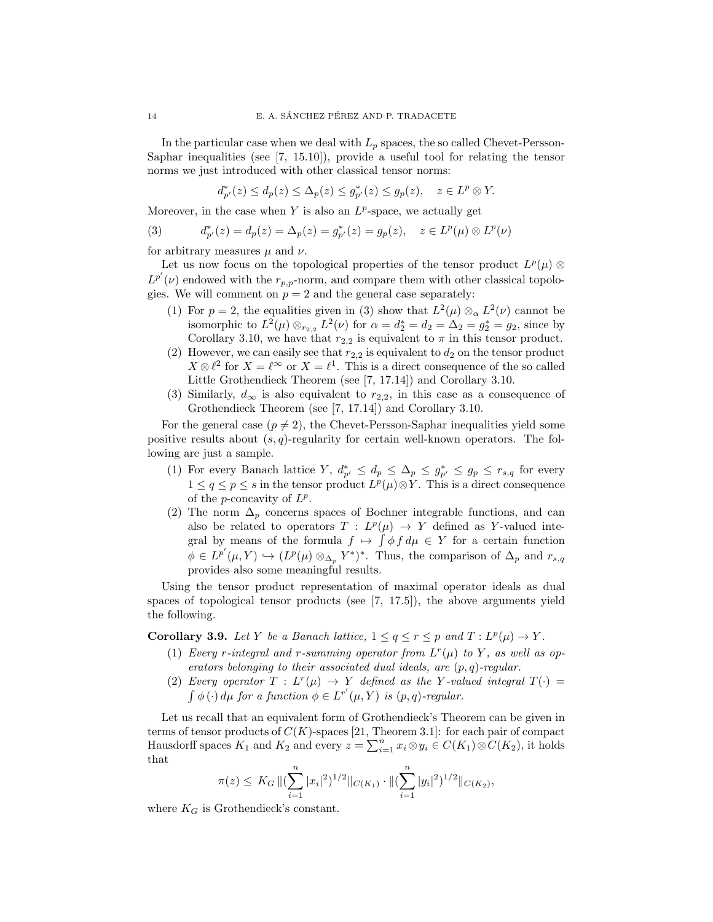In the particular case when we deal with $L_p$ spaces, the so called Chevet-Persson-Saphar inequalities (see [7, 15.10]), provide a useful tool for relating the tensor norms we just introduced with other classical tensor norms:

$$d^*_{p'}(z) \leq d_p(z) \leq \Delta_p(z) \leq g^*_{p'}(z) \leq g_p(z), \quad z \in L^p \otimes Y.$$

Moreover, in the case when $Y$ is also an $L^p$-space, we actually get

$$d^*_{p'}(z) = d_p(z) = \Delta_p(z) = g^*_{p'}(z) = g_p(z), \quad z \in L^p(\mu) \otimes L^p(\nu) \tag{3}$$

for arbitrary measures $\mu$ and $\nu$.

Let us now focus on the topological properties of the tensor product $L^p(\mu) \otimes L^{p'}(\nu)$ endowed with the $r_{p,p}$-norm, and compare them with other classical topologies. We will comment on $p = 2$ and the general case separately:

1. For $p = 2$, the equalities given in (3) show that $L^2(\mu) \otimes_\alpha L^2(\nu)$ cannot be isomorphic to $L^2(\mu) \otimes_{r_{2,2}} L^2(\nu)$ for $\alpha = d^*_2 = d_2 = \Delta_2 = g^*_2 = g_2$, since by Corollary 3.10, we have that $r_{2,2}$ is equivalent to $\pi$ in this tensor product.
2. However, we can easily see that $r_{2,2}$ is equivalent to $d_2$ on the tensor product $X \otimes \ell^2$ for $X = \ell^\infty$ or $X = \ell^1$. This is a direct consequence of the so called Little Grothendieck Theorem (see [7, 17.14]) and Corollary 3.10.
3. Similarly, $d_\infty$ is also equivalent to $r_{2,2}$, in this case as a consequence of Grothendieck Theorem (see [7, 17.14]) and Corollary 3.10.

For the general case ($p \neq 2$), the Chevet-Persson-Saphar inequalities yield some positive results about $(s, q)$-regularity for certain well-known operators. The following are just a sample.

1. For every Banach lattice $Y$, $d^*_{p'} \leq d_p \leq \Delta_p \leq g^*_{p'} \leq g_p \leq r_{s,q}$ for every $1 \leq q \leq p \leq s$ in the tensor product $L^p(\mu) \otimes Y$. This is a direct consequence of the $p$-concavity of $L^p$.
2. The norm $\Delta_p$ concerns spaces of Bochner integrable functions, and can also be related to operators $T : L^p(\mu) \to Y$ defined as $Y$-valued integral by means of the formula $f \mapsto \int \phi f \, d\mu \in Y$ for a certain function $\phi \in L^{p'}(\mu, Y) \hookrightarrow (L^p(\mu) \otimes_{\Delta_p} Y^*)^*$. Thus, the comparison of $\Delta_p$ and $r_{s,q}$ provides also some meaningful results.

Using the tensor product representation of maximal operator ideals as dual spaces of topological tensor products (see [7, 17.5]), the above arguments yield the following.

**Corollary 3.9.** *Let $Y$ be a Banach lattice, $1 \leq q \leq r \leq p$ and $T : L^p(\mu) \to Y$.*

1. *Every $r$-integral and $r$-summing operator from $L^r(\mu)$ to $Y$, as well as operators belonging to their associated dual ideals, are $(p, q)$-regular.*
2. *Every operator $T : L^r(\mu) \to Y$ defined as the $Y$-valued integral $T(\cdot) = \int \phi(\cdot) \, d\mu$ for a function $\phi \in L^{r'}(\mu, Y)$ is $(p, q)$-regular.*

Let us recall that an equivalent form of Grothendieck's Theorem can be given in terms of tensor products of $C(K)$-spaces [21, Theorem 3.1]: for each pair of compact Hausdorff spaces $K_1$ and $K_2$ and every $z = \sum_{i=1}^n x_i \otimes y_i \in C(K_1) \otimes C(K_2)$, it holds that

$$\pi(z) \leq K_G \, \|(\sum_{i=1}^n |x_i|^2)^{1/2}\|_{C(K_1)} \cdot \|(\sum_{i=1}^n |y_i|^2)^{1/2}\|_{C(K_2)},$$

where $K_G$ is Grothendieck's constant.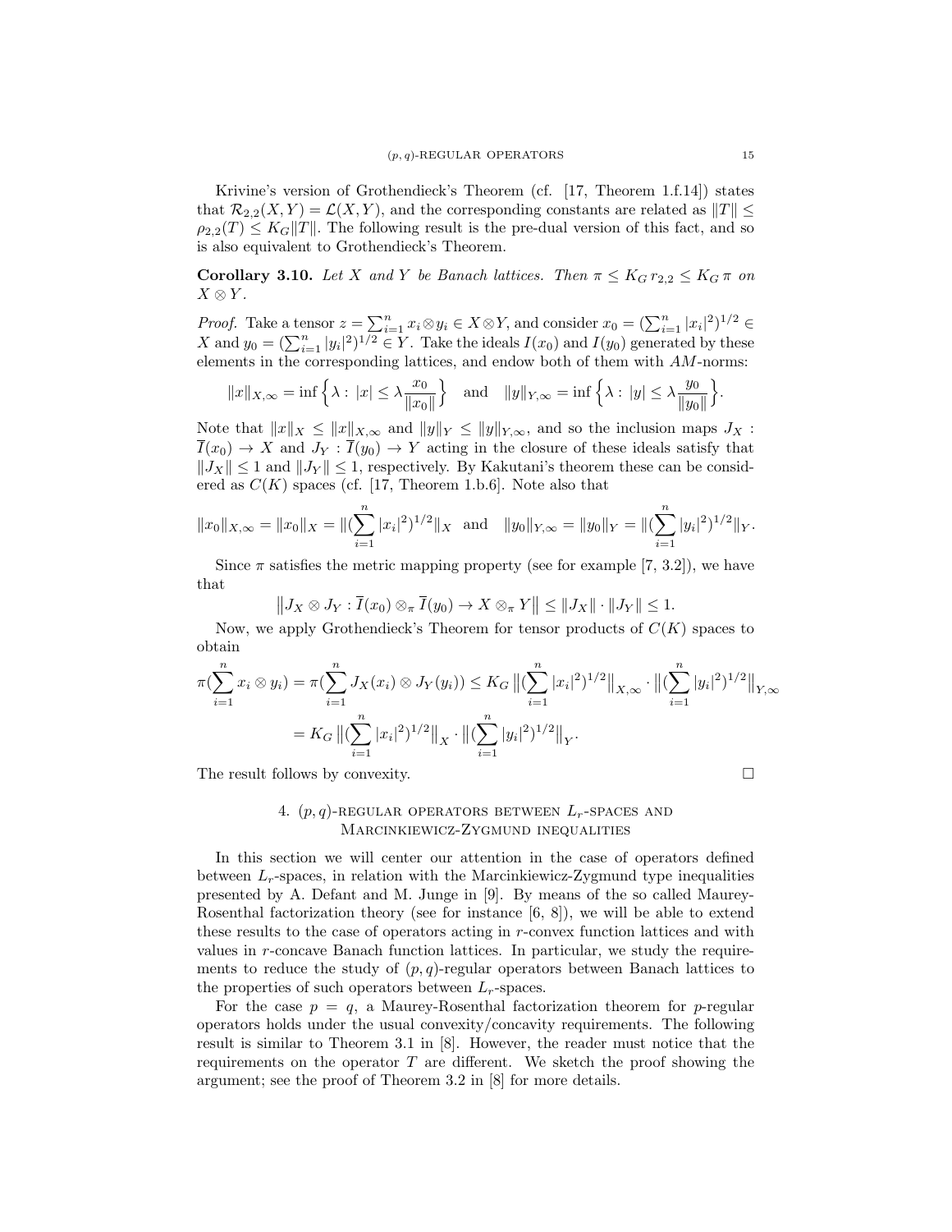Krivine's version of Grothendieck's Theorem (cf. [17, Theorem 1.f.14]) states that $\mathcal{R}_{2,2}(X,Y) = \mathcal{L}(X,Y)$, and the corresponding constants are related as $\|T\| \le \rho_{2,2}(T) \le K_G\|T\|$. The following result is the pre-dual version of this fact, and so is also equivalent to Grothendieck's Theorem.

**Corollary 3.10.** *Let $X$ and $Y$ be Banach lattices. Then $\pi \le K_G\, r_{2,2} \le K_G\, \pi$ on $X \otimes Y$.*

*Proof.* Take a tensor $z = \sum_{i=1}^n x_i \otimes y_i \in X \otimes Y$, and consider $x_0 = (\sum_{i=1}^n |x_i|^2)^{1/2} \in X$ and $y_0 = (\sum_{i=1}^n |y_i|^2)^{1/2} \in Y$. Take the ideals $I(x_0)$ and $I(y_0)$ generated by these elements in the corresponding lattices, and endow both of them with $AM$-norms:

$$\|x\|_{X,\infty} = \inf\Big\{\lambda : \, |x| \le \lambda \frac{x_0}{\|x_0\|}\Big\} \quad \text{and} \quad \|y\|_{Y,\infty} = \inf\Big\{\lambda : \, |y| \le \lambda \frac{y_0}{\|y_0\|}\Big\}.$$

Note that $\|x\|_X \le \|x\|_{X,\infty}$ and $\|y\|_Y \le \|y\|_{Y,\infty}$, and so the inclusion maps $J_X : \overline{I}(x_0) \to X$ and $J_Y : \overline{I}(y_0) \to Y$ acting in the closure of these ideals satisfy that $\|J_X\| \le 1$ and $\|J_Y\| \le 1$, respectively. By Kakutani's theorem these can be considered as $C(K)$ spaces (cf. [17, Theorem 1.b.6]. Note also that

$$\|x_0\|_{X,\infty} = \|x_0\|_X = \|(\sum_{i=1}^n |x_i|^2)^{1/2}\|_X \quad \text{and} \quad \|y_0\|_{Y,\infty} = \|y_0\|_Y = \|(\sum_{i=1}^n |y_i|^2)^{1/2}\|_Y.$$

Since $\pi$ satisfies the metric mapping property (see for example [7, 3.2]), we have that

$$\big\|J_X \otimes J_Y : \overline{I}(x_0) \otimes_\pi \overline{I}(y_0) \to X \otimes_\pi Y\big\| \le \|J_X\| \cdot \|J_Y\| \le 1.$$

Now, we apply Grothendieck's Theorem for tensor products of $C(K)$ spaces to obtain

$$\begin{aligned}
\pi(\sum_{i=1}^n x_i \otimes y_i) = \pi(\sum_{i=1}^n J_X(x_i) \otimes J_Y(y_i)) &\le K_G \,\big\|(\sum_{i=1}^n |x_i|^2)^{1/2}\big\|_{X,\infty} \cdot \big\|(\sum_{i=1}^n |y_i|^2)^{1/2}\big\|_{Y,\infty} \\
&= K_G \,\big\|(\sum_{i=1}^n |x_i|^2)^{1/2}\big\|_X \cdot \big\|(\sum_{i=1}^n |y_i|^2)^{1/2}\big\|_Y.
\end{aligned}$$

The result follows by convexity. $\square$

## 4. $(p,q)$-regular operators between $L_r$-spaces and Marcinkiewicz-Zygmund inequalities

In this section we will center our attention in the case of operators defined between $L_r$-spaces, in relation with the Marcinkiewicz-Zygmund type inequalities presented by A. Defant and M. Junge in [9]. By means of the so called Maurey-Rosenthal factorization theory (see for instance [6, 8]), we will be able to extend these results to the case of operators acting in $r$-convex function lattices and with values in $r$-concave Banach function lattices. In particular, we study the requirements to reduce the study of $(p,q)$-regular operators between Banach lattices to the properties of such operators between $L_r$-spaces.

For the case $p = q$, a Maurey-Rosenthal factorization theorem for $p$-regular operators holds under the usual convexity/concavity requirements. The following result is similar to Theorem 3.1 in [8]. However, the reader must notice that the requirements on the operator $T$ are different. We sketch the proof showing the argument; see the proof of Theorem 3.2 in [8] for more details.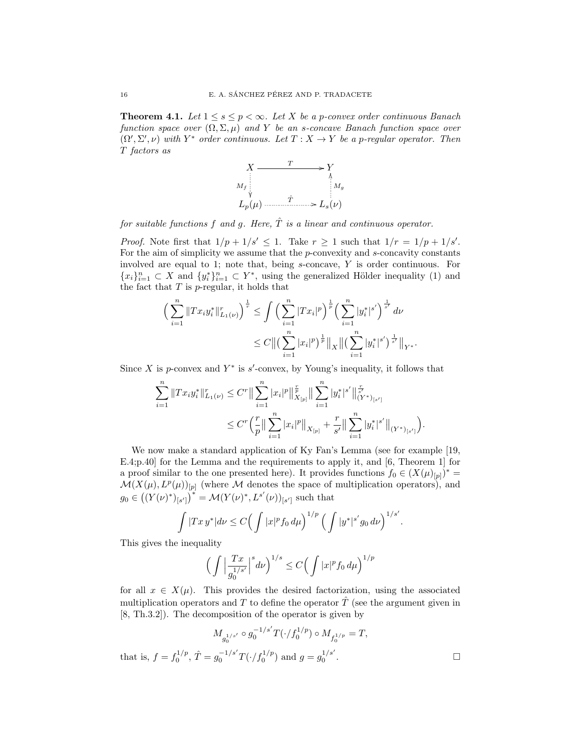**Theorem 4.1.** *Let $1 \le s \le p < \infty$. Let $X$ be a $p$-convex order continuous Banach function space over $(\Omega, \Sigma, \mu)$ and $Y$ be an $s$-concave Banach function space over $(\Omega', \Sigma', \nu)$ with $Y^*$ order continuous. Let $T : X \to Y$ be a $p$-regular operator. Then $T$ factors as*

$$\begin{array}{ccc} X & \xrightarrow{\quad T \quad} & Y \\ {\scriptstyle M_f} \Big\downarrow & & \Big\uparrow {\scriptstyle M_g} \\ L_p(\mu) & \xrightarrow{\quad \hat{T} \quad} & L_s(\nu) \end{array}$$

*for suitable functions $f$ and $g$. Here, $\hat{T}$ is a linear and continuous operator.*

*Proof.* Note first that $1/p + 1/s' \le 1$. Take $r \ge 1$ such that $1/r = 1/p + 1/s'$. For the aim of simplicity we assume that the $p$-convexity and $s$-concavity constants involved are equal to 1; note that, being $s$-concave, $Y$ is order continuous. For $\{x_i\}_{i=1}^n \subset X$ and $\{y_i^*\}_{i=1}^n \subset Y^*$, using the generalized Hölder inequality (1) and the fact that $T$ is $p$-regular, it holds that

$$\begin{aligned} \Big( \sum_{i=1}^n \| T x_i y_i^* \|_{L_1(\nu)}^r \Big)^{\frac{1}{r}} &\le \int \Big( \sum_{i=1}^n |T x_i|^p \Big)^{\frac{1}{p}} \Big( \sum_{i=1}^n |y_i^*|^{s'} \Big)^{\frac{1}{s'}} d\nu \\ &\le C \big\| \big( \sum_{i=1}^n |x_i|^p \big)^{\frac{1}{p}} \big\|_X \big\| \big( \sum_{i=1}^n |y_i^*|^{s'} \big)^{\frac{1}{s'}} \big\|_{Y^*}. \end{aligned}$$

Since $X$ is $p$-convex and $Y^*$ is $s'$-convex, by Young's inequality, it follows that

$$\begin{aligned} \sum_{i=1}^n \| T x_i y_i^* \|_{L_1(\nu)}^r &\le C^r \big\| \sum_{i=1}^n |x_i|^p \big\|_{X_{[p]}}^{\frac{r}{p}} \big\| \sum_{i=1}^n |y_i^*|^{s'} \big\|_{(Y^*)_{[s']}}^{\frac{r}{s'}} \\ &\le C^r \Big( \frac{r}{p} \big\| \sum_{i=1}^n |x_i|^p \big\|_{X_{[p]}} + \frac{r}{s'} \big\| \sum_{i=1}^n |y_i^*|^{s'} \big\|_{(Y^*)_{[s']}} \Big). \end{aligned}$$

We now make a standard application of Ky Fan's Lemma (see for example [19, E.4;p.40] for the Lemma and the requirements to apply it, and [6, Theorem 1] for a proof similar to the one presented here). It provides functions $f_0 \in (X(\mu)_{[p]})^* = \mathcal{M}(X(\mu), L^p(\mu))_{[p]}$ (where $\mathcal{M}$ denotes the space of multiplication operators), and $g_0 \in \big((Y(\nu)^*)_{[s']}\big)^* = \mathcal{M}(Y(\nu)^*, L^{s'}(\nu))_{[s']}$ such that

$$\int |T x\, y^*| d\nu \le C \Big( \int |x|^p f_0 \, d\mu \Big)^{1/p} \Big( \int |y^*|^{s'} g_0 \, d\nu \Big)^{1/s'}.$$

This gives the inequality

$$\Big( \int \Big| \frac{Tx}{g_0^{1/s'}} \Big|^s d\nu \Big)^{1/s} \le C \Big( \int |x|^p f_0 \, d\mu \Big)^{1/p}$$

for all $x \in X(\mu)$. This provides the desired factorization, using the associated multiplication operators and $T$ to define the operator $\hat{T}$ (see the argument given in [8, Th.3.2]). The decomposition of the operator is given by

$$M_{g_0^{1/s'}} \circ g_0^{-1/s'} T(\cdot / f_0^{1/p}) \circ M_{f_0^{1/p}} = T,$$

that is, $f = f_0^{1/p}$, $\hat{T} = g_0^{-1/s'} T(\cdot / f_0^{1/p})$ and $g = g_0^{1/s'}$. $\square$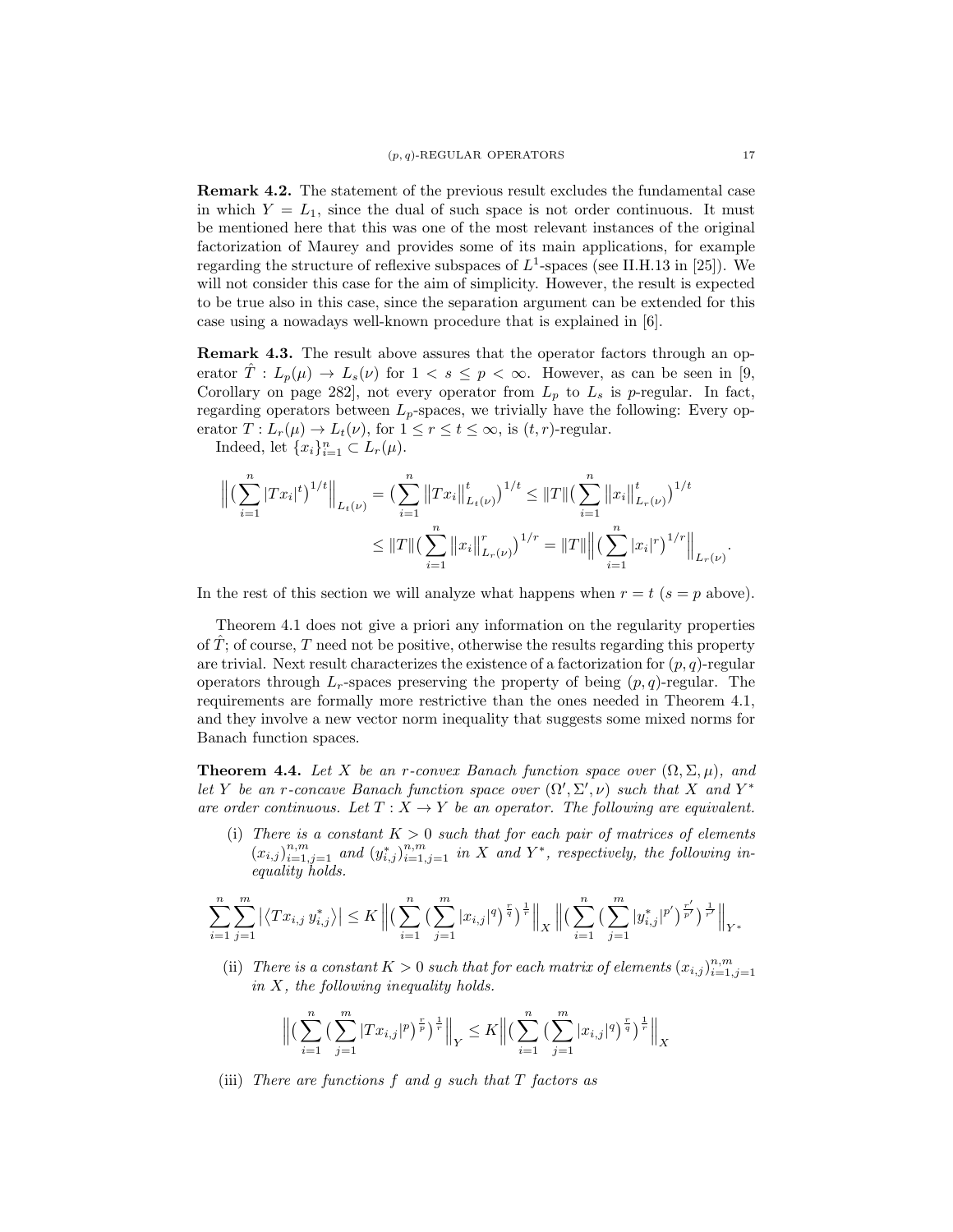**Remark 4.2.** The statement of the previous result excludes the fundamental case in which $Y = L_1$, since the dual of such space is not order continuous. It must be mentioned here that this was one of the most relevant instances of the original factorization of Maurey and provides some of its main applications, for example regarding the structure of reflexive subspaces of $L^1$-spaces (see II.H.13 in [25]). We will not consider this case for the aim of simplicity. However, the result is expected to be true also in this case, since the separation argument can be extended for this case using a nowadays well-known procedure that is explained in [6].

**Remark 4.3.** The result above assures that the operator factors through an operator $\hat{T} : L_p(\mu) \to L_s(\nu)$ for $1 < s \leq p < \infty$. However, as can be seen in [9, Corollary on page 282], not every operator from $L_p$ to $L_s$ is $p$-regular. In fact, regarding operators between $L_p$-spaces, we trivially have the following: Every operator $T : L_r(\mu) \to L_t(\nu)$, for $1 \leq r \leq t \leq \infty$, is $(t, r)$-regular.

Indeed, let $\{x_i\}_{i=1}^n \subset L_r(\mu)$.

$$\Big\| \big( \sum_{i=1}^n |Tx_i|^t \big)^{1/t} \Big\|_{L_t(\nu)} = \big( \sum_{i=1}^n \|Tx_i\|_{L_t(\nu)}^t \big)^{1/t} \leq \|T\| \big( \sum_{i=1}^n \|x_i\|_{L_r(\nu)}^t \big)^{1/t}$$
$$\leq \|T\| \big( \sum_{i=1}^n \|x_i\|_{L_r(\nu)}^r \big)^{1/r} = \|T\| \Big\| \big( \sum_{i=1}^n |x_i|^r \big)^{1/r} \Big\|_{L_r(\nu)}.$$

In the rest of this section we will analyze what happens when $r = t$ ($s = p$ above).

Theorem 4.1 does not give a priori any information on the regularity properties of $\hat{T}$; of course, $T$ need not be positive, otherwise the results regarding this property are trivial. Next result characterizes the existence of a factorization for $(p, q)$-regular operators through $L_r$-spaces preserving the property of being $(p, q)$-regular. The requirements are formally more restrictive than the ones needed in Theorem 4.1, and they involve a new vector norm inequality that suggests some mixed norms for Banach function spaces.

**Theorem 4.4.** *Let $X$ be an $r$-convex Banach function space over $(\Omega, \Sigma, \mu)$, and let $Y$ be an $r$-concave Banach function space over $(\Omega', \Sigma', \nu)$ such that $X$ and $Y^*$ are order continuous. Let $T : X \to Y$ be an operator. The following are equivalent.*

(i) *There is a constant $K > 0$ such that for each pair of matrices of elements $(x_{i,j})_{i=1,j=1}^{n,m}$ and $(y_{i,j}^*)_{i=1,j=1}^{n,m}$ in $X$ and $Y^*$, respectively, the following inequality holds.*

$$\sum_{i=1}^n \sum_{j=1}^m \big| \langle Tx_{i,j}\, y_{i,j}^* \rangle \big| \leq K \Big\| \big( \sum_{i=1}^n \big( \sum_{j=1}^m |x_{i,j}|^q \big)^{\frac{r}{q}} \big)^{\frac{1}{r}} \Big\|_X \, \Big\| \big( \sum_{i=1}^n \big( \sum_{j=1}^m |y_{i,j}^*|^{p'} \big)^{\frac{r'}{p'}} \big)^{\frac{1}{r'}} \Big\|_{Y^*}$$

(ii) *There is a constant $K > 0$ such that for each matrix of elements $(x_{i,j})_{i=1,j=1}^{n,m}$ in $X$, the following inequality holds.*

$$\Big\| \big( \sum_{i=1}^n \big( \sum_{j=1}^m |Tx_{i,j}|^p \big)^{\frac{r}{p}} \big)^{\frac{1}{r}} \Big\|_Y \leq K \Big\| \big( \sum_{i=1}^n \big( \sum_{j=1}^m |x_{i,j}|^q \big)^{\frac{r}{q}} \big)^{\frac{1}{r}} \Big\|_X$$

(iii) *There are functions $f$ and $g$ such that $T$ factors as*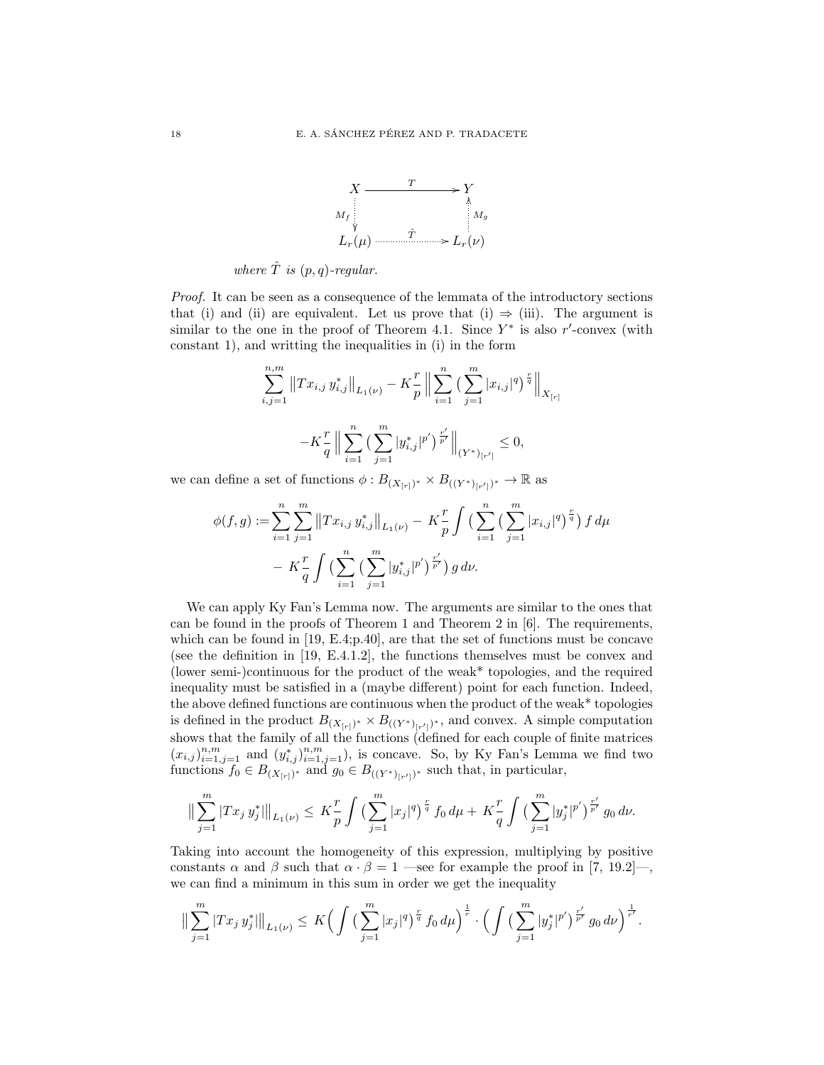$$
\begin{array}{ccc}
X & \xrightarrow{\quad T \quad} & Y \\
{\scriptstyle M_f} \downarrow & & \uparrow {\scriptstyle M_g} \\
L_r(\mu) & \xrightarrow{\quad \hat{T} \quad} & L_r(\nu)
\end{array}
$$

*where $\hat{T}$ is $(p,q)$-regular.*

*Proof.* It can be seen as a consequence of the lemmata of the introductory sections that (i) and (ii) are equivalent. Let us prove that (i) $\Rightarrow$ (iii). The argument is similar to the one in the proof of Theorem 4.1. Since $Y^*$ is also $r'$-convex (with constant 1), and writting the inequalities in (i) in the form

$$
\sum_{i,j=1}^{n,m} \big\| T x_{i,j}\, y^*_{i,j} \big\|_{L_1(\nu)} - K \frac{r}{p} \Big\| \sum_{i=1}^{n} \big( \sum_{j=1}^{m} |x_{i,j}|^q \big)^{\frac{r}{q}} \Big\|_{X_{[r]}}
$$

$$
- K \frac{r}{q} \Big\| \sum_{i=1}^{n} \big( \sum_{j=1}^{m} |y^*_{i,j}|^{p'} \big)^{\frac{r'}{p'}} \Big\|_{(Y^*)_{[r']}} \leq 0,
$$

we can define a set of functions $\phi : B_{(X_{[r]})^*} \times B_{((Y^*)_{[r']})^*} \to \mathbb{R}$ as

$$
\begin{aligned}
\phi(f,g) := & \sum_{i=1}^{n} \sum_{j=1}^{m} \big\| T x_{i,j}\, y^*_{i,j} \big\|_{L_1(\nu)} - K \frac{r}{p} \int \big( \sum_{i=1}^{n} \big( \sum_{j=1}^{m} |x_{i,j}|^q \big)^{\frac{r}{q}} \big) f \, d\mu \\
& - K \frac{r}{q} \int \big( \sum_{i=1}^{n} \big( \sum_{j=1}^{m} |y^*_{i,j}|^{p'} \big)^{\frac{r'}{p'}} \big) g \, d\nu.
\end{aligned}
$$

We can apply Ky Fan's Lemma now. The arguments are similar to the ones that can be found in the proofs of Theorem 1 and Theorem 2 in [6]. The requirements, which can be found in [19, E.4;p.40], are that the set of functions must be concave (see the definition in [19, E.4.1.2], the functions themselves must be convex and (lower semi-)continuous for the product of the weak* topologies, and the required inequality must be satisfied in a (maybe different) point for each function. Indeed, the above defined functions are continuous when the product of the weak* topologies is defined in the product $B_{(X_{[r]})^*} \times B_{((Y^*)_{[r']})^*}$, and convex. A simple computation shows that the family of all the functions (defined for each couple of finite matrices $(x_{i,j})_{i=1,j=1}^{n,m}$ and $(y^*_{i,j})_{i=1,j=1}^{n,m}$), is concave. So, by Ky Fan's Lemma we find two functions $f_0 \in B_{(X_{[r]})^*}$ and $g_0 \in B_{((Y^*)_{[r']})^*}$ such that, in particular,

$$
\big\| \sum_{j=1}^{m} |T x_j\, y^*_j| \big\|_{L_1(\nu)} \leq K \frac{r}{p} \int \big( \sum_{j=1}^{m} |x_j|^q \big)^{\frac{r}{q}} f_0 \, d\mu + K \frac{r}{q} \int \big( \sum_{j=1}^{m} |y^*_j|^{p'} \big)^{\frac{r'}{p'}} g_0 \, d\nu.
$$

Taking into account the homogeneity of this expression, multiplying by positive constants $\alpha$ and $\beta$ such that $\alpha \cdot \beta = 1$ —see for example the proof in [7, 19.2]—, we can find a minimum in this sum in order we get the inequality

$$
\big\| \sum_{j=1}^{m} |T x_j\, y^*_j| \big\|_{L_1(\nu)} \leq K \Big( \int \big( \sum_{j=1}^{m} |x_j|^q \big)^{\frac{r}{q}} f_0 \, d\mu \Big)^{\frac{1}{r}} \cdot \Big( \int \big( \sum_{j=1}^{m} |y^*_j|^{p'} \big)^{\frac{r'}{p'}} g_0 \, d\nu \Big)^{\frac{1}{r'}}.
$$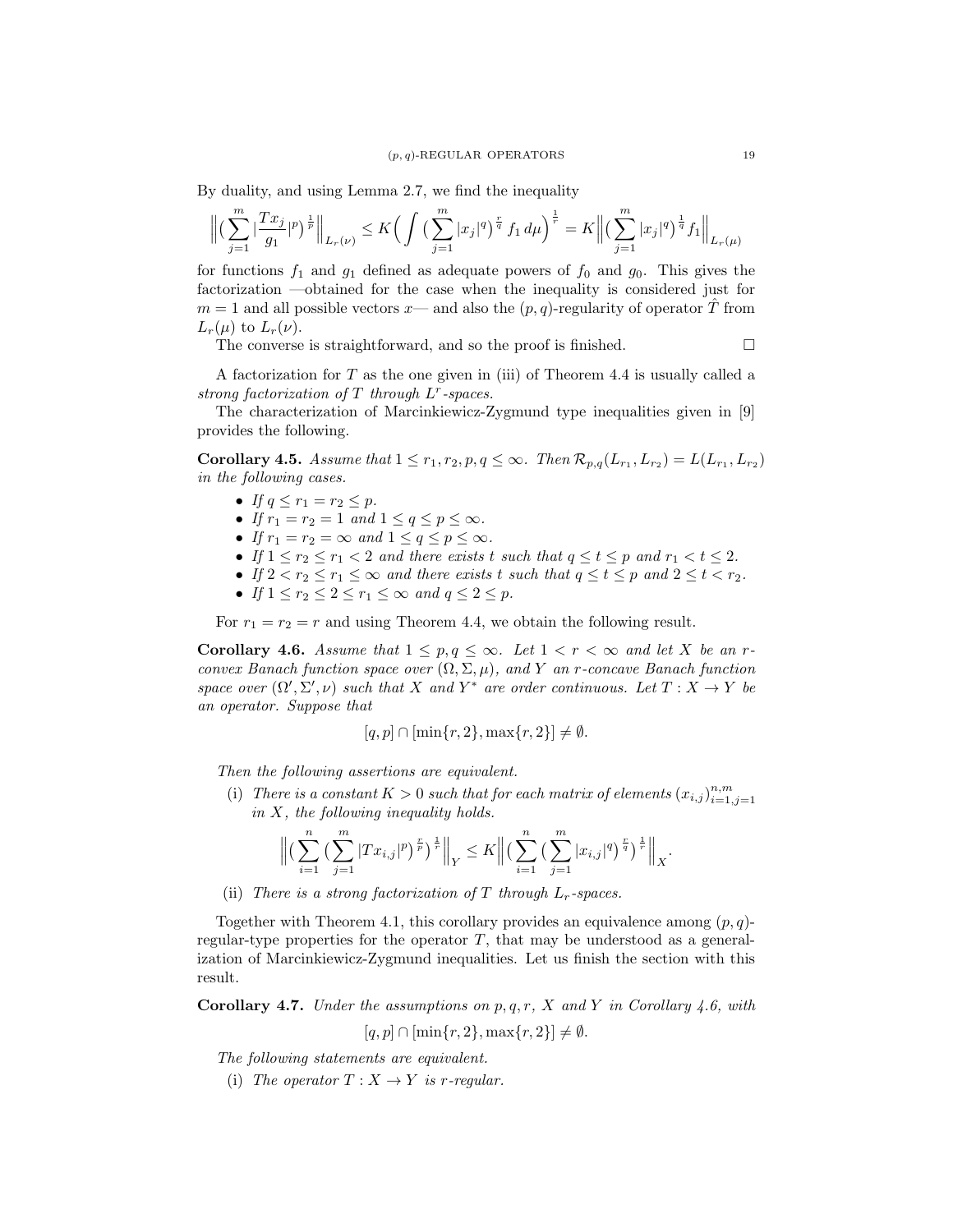By duality, and using Lemma 2.7, we find the inequality

$$\Big\| \big( \sum_{j=1}^{m} |\frac{Tx_j}{g_1}|^p \big)^{\frac{1}{p}} \Big\|_{L_r(\nu)} \leq K \Big( \int \big( \sum_{j=1}^{m} |x_j|^q \big)^{\frac{r}{q}} f_1 \, d\mu \Big)^{\frac{1}{r}} = K \Big\| \big( \sum_{j=1}^{m} |x_j|^q \big)^{\frac{1}{q}} f_1 \Big\|_{L_r(\mu)}$$

for functions $f_1$ and $g_1$ defined as adequate powers of $f_0$ and $g_0$. This gives the factorization —obtained for the case when the inequality is considered just for $m = 1$ and all possible vectors $x$— and also the $(p, q)$-regularity of operator $\hat{T}$ from $L_r(\mu)$ to $L_r(\nu)$.

The converse is straightforward, and so the proof is finished. $\square$

A factorization for $T$ as the one given in (iii) of Theorem 4.4 is usually called a *strong factorization of $T$ through $L^r$-spaces.*

The characterization of Marcinkiewicz-Zygmund type inequalities given in [9] provides the following.

**Corollary 4.5.** *Assume that $1 \leq r_1, r_2, p, q \leq \infty$. Then $\mathcal{R}_{p,q}(L_{r_1}, L_{r_2}) = L(L_{r_1}, L_{r_2})$ in the following cases.*

- *If $q \leq r_1 = r_2 \leq p$.*
- *If $r_1 = r_2 = 1$ and $1 \leq q \leq p \leq \infty$.*
- *If $r_1 = r_2 = \infty$ and $1 \leq q \leq p \leq \infty$.*
- *If $1 \leq r_2 \leq r_1 < 2$ and there exists $t$ such that $q \leq t \leq p$ and $r_1 < t \leq 2$.*
- *If $2 < r_2 \leq r_1 \leq \infty$ and there exists $t$ such that $q \leq t \leq p$ and $2 \leq t < r_2$.*
- *If $1 \leq r_2 \leq 2 \leq r_1 \leq \infty$ and $q \leq 2 \leq p$.*

For $r_1 = r_2 = r$ and using Theorem 4.4, we obtain the following result.

**Corollary 4.6.** *Assume that $1 \leq p, q \leq \infty$. Let $1 < r < \infty$ and let $X$ be an $r$-convex Banach function space over $(\Omega, \Sigma, \mu)$, and $Y$ an $r$-concave Banach function space over $(\Omega', \Sigma', \nu)$ such that $X$ and $Y^*$ are order continuous. Let $T : X \to Y$ be an operator. Suppose that*

$$[q, p] \cap [\min\{r, 2\}, \max\{r, 2\}] \neq \emptyset.$$

*Then the following assertions are equivalent.*

(i) *There is a constant $K > 0$ such that for each matrix of elements $(x_{i,j})_{i=1,j=1}^{n,m}$ in $X$, the following inequality holds.*

$$\Big\| \big( \sum_{i=1}^{n} \big( \sum_{j=1}^{m} |Tx_{i,j}|^p \big)^{\frac{r}{p}} \big)^{\frac{1}{r}} \Big\|_Y \leq K \Big\| \big( \sum_{i=1}^{n} \big( \sum_{j=1}^{m} |x_{i,j}|^q \big)^{\frac{r}{q}} \big)^{\frac{1}{r}} \Big\|_X.$$

(ii) *There is a strong factorization of $T$ through $L_r$-spaces.*

Together with Theorem 4.1, this corollary provides an equivalence among $(p, q)$-regular-type properties for the operator $T$, that may be understood as a generalization of Marcinkiewicz-Zygmund inequalities. Let us finish the section with this result.

**Corollary 4.7.** *Under the assumptions on $p, q, r$, $X$ and $Y$ in Corollary 4.6, with*

$$[q, p] \cap [\min\{r, 2\}, \max\{r, 2\}] \neq \emptyset.$$

*The following statements are equivalent.*

(i) *The operator $T : X \to Y$ is $r$-regular.*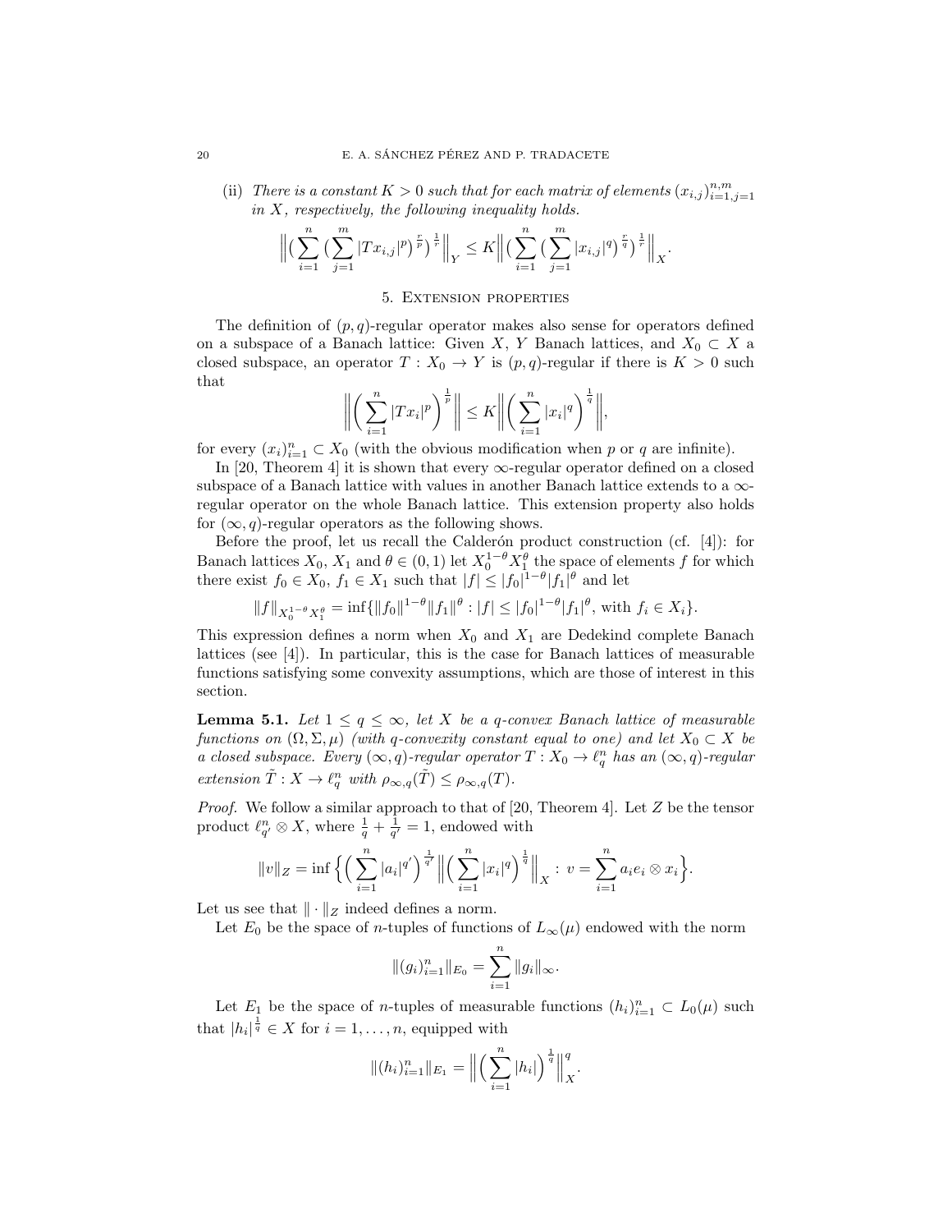(ii) *There is a constant $K > 0$ such that for each matrix of elements $(x_{i,j})_{i=1,j=1}^{n,m}$ in $X$, respectively, the following inequality holds.*

$$\Big\| \big( \sum_{i=1}^{n} \big( \sum_{j=1}^{m} |Tx_{i,j}|^p \big)^{\frac{r}{p}} \big)^{\frac{1}{r}} \Big\|_Y \leq K \Big\| \big( \sum_{i=1}^{n} \big( \sum_{j=1}^{m} |x_{i,j}|^q \big)^{\frac{r}{q}} \big)^{\frac{1}{r}} \Big\|_X.$$

## 5. Extension properties

The definition of $(p, q)$-regular operator makes also sense for operators defined on a subspace of a Banach lattice: Given $X$, $Y$ Banach lattices, and $X_0 \subset X$ a closed subspace, an operator $T : X_0 \to Y$ is $(p, q)$-regular if there is $K > 0$ such that

$$\Big\| \Big( \sum_{i=1}^{n} |Tx_i|^p \Big)^{\frac{1}{p}} \Big\| \leq K \Big\| \Big( \sum_{i=1}^{n} |x_i|^q \Big)^{\frac{1}{q}} \Big\|,$$

for every $(x_i)_{i=1}^n \subset X_0$ (with the obvious modification when $p$ or $q$ are infinite).

In [20, Theorem 4] it is shown that every $\infty$-regular operator defined on a closed subspace of a Banach lattice with values in another Banach lattice extends to a $\infty$-regular operator on the whole Banach lattice. This extension property also holds for $(\infty, q)$-regular operators as the following shows.

Before the proof, let us recall the Calderón product construction (cf. [4]): for Banach lattices $X_0$, $X_1$ and $\theta \in (0, 1)$ let $X_0^{1-\theta} X_1^{\theta}$ the space of elements $f$ for which there exist $f_0 \in X_0$, $f_1 \in X_1$ such that $|f| \leq |f_0|^{1-\theta} |f_1|^{\theta}$ and let

$$\|f\|_{X_0^{1-\theta} X_1^{\theta}} = \inf \{ \|f_0\|^{1-\theta} \|f_1\|^{\theta} : |f| \leq |f_0|^{1-\theta} |f_1|^{\theta}, \text{ with } f_i \in X_i \}.$$

This expression defines a norm when $X_0$ and $X_1$ are Dedekind complete Banach lattices (see [4]). In particular, this is the case for Banach lattices of measurable functions satisfying some convexity assumptions, which are those of interest in this section.

**Lemma 5.1.** *Let $1 \leq q \leq \infty$, let $X$ be a $q$-convex Banach lattice of measurable functions on $(\Omega, \Sigma, \mu)$ (with $q$-convexity constant equal to one) and let $X_0 \subset X$ be a closed subspace. Every $(\infty, q)$-regular operator $T : X_0 \to \ell_q^n$ has an $(\infty, q)$-regular extension $\tilde{T} : X \to \ell_q^n$ with $\rho_{\infty,q}(\tilde{T}) \leq \rho_{\infty,q}(T)$.*

*Proof.* We follow a similar approach to that of [20, Theorem 4]. Let $Z$ be the tensor product $\ell_{q'}^n \otimes X$, where $\frac{1}{q} + \frac{1}{q'} = 1$, endowed with

$$\|v\|_Z = \inf \Big\{ \Big( \sum_{i=1}^{n} |a_i|^{q'} \Big)^{\frac{1}{q'}} \Big\| \Big( \sum_{i=1}^{n} |x_i|^q \Big)^{\frac{1}{q}} \Big\|_X : v = \sum_{i=1}^{n} a_i e_i \otimes x_i \Big\}.$$

Let us see that $\| \cdot \|_Z$ indeed defines a norm.

Let $E_0$ be the space of $n$-tuples of functions of $L_\infty(\mu)$ endowed with the norm

$$\|(g_i)_{i=1}^n\|_{E_0} = \sum_{i=1}^{n} \|g_i\|_\infty.$$

Let $E_1$ be the space of $n$-tuples of measurable functions $(h_i)_{i=1}^n \subset L_0(\mu)$ such that $|h_i|^{\frac{1}{q}} \in X$ for $i = 1, \ldots, n$, equipped with

$$\|(h_i)_{i=1}^n\|_{E_1} = \Big\| \Big( \sum_{i=1}^{n} |h_i| \Big)^{\frac{1}{q}} \Big\|_X^q.$$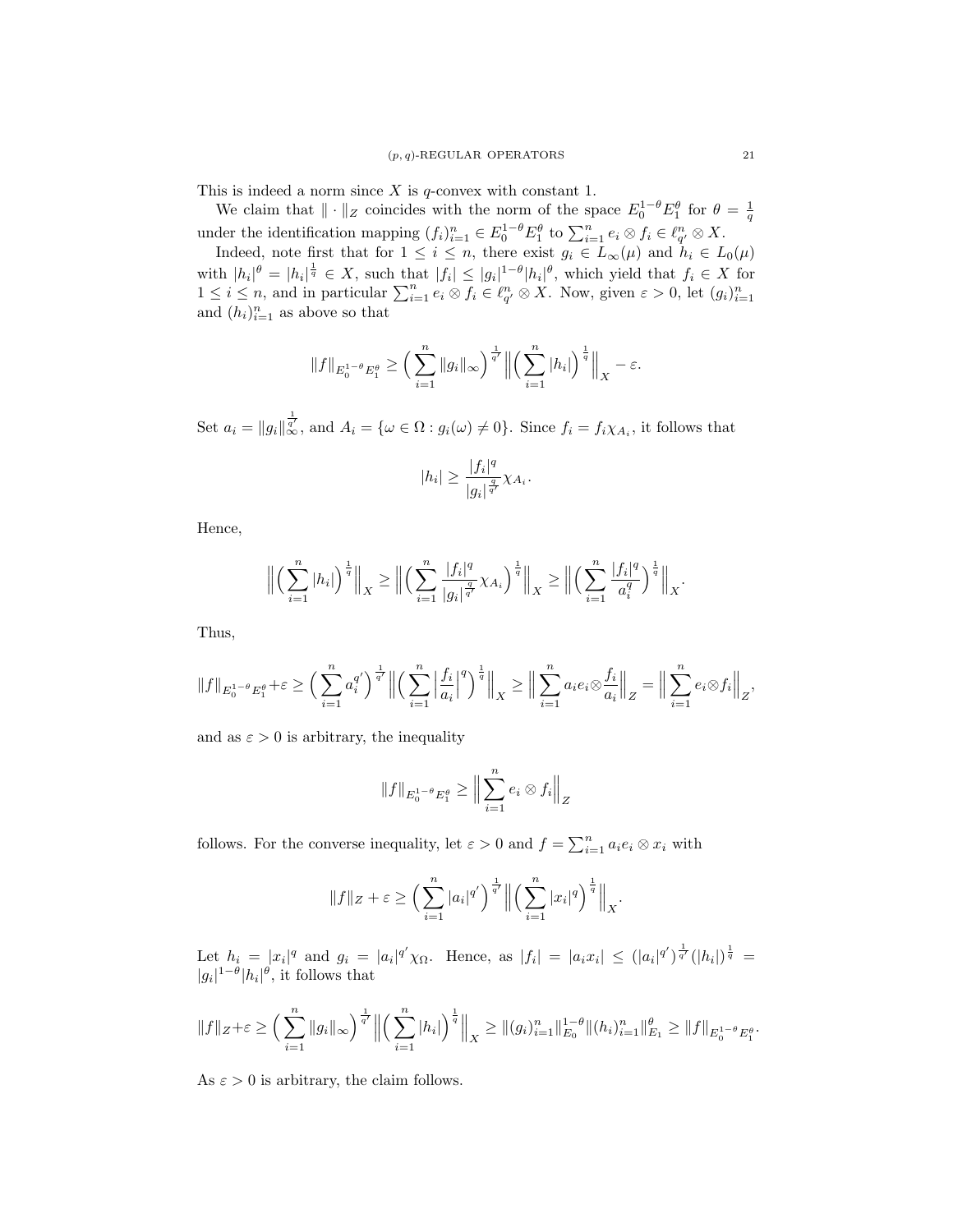This is indeed a norm since $X$ is $q$-convex with constant 1.

We claim that $\|\cdot\|_Z$ coincides with the norm of the space $E_0^{1-\theta}E_1^\theta$ for $\theta = \frac{1}{q}$ under the identification mapping $(f_i)_{i=1}^n \in E_0^{1-\theta}E_1^\theta$ to $\sum_{i=1}^n e_i \otimes f_i \in \ell_{q'}^n \otimes X$.

Indeed, note first that for $1 \leq i \leq n$, there exist $g_i \in L_\infty(\mu)$ and $h_i \in L_0(\mu)$ with $|h_i|^\theta = |h_i|^{\frac{1}{q}} \in X$, such that $|f_i| \leq |g_i|^{1-\theta}|h_i|^\theta$, which yield that $f_i \in X$ for $1 \leq i \leq n$, and in particular $\sum_{i=1}^n e_i \otimes f_i \in \ell_{q'}^n \otimes X$. Now, given $\varepsilon > 0$, let $(g_i)_{i=1}^n$ and $(h_i)_{i=1}^n$ as above so that

$$\|f\|_{E_0^{1-\theta}E_1^\theta} \geq \Big(\sum_{i=1}^n \|g_i\|_\infty\Big)^{\frac{1}{q'}} \Big\|\Big(\sum_{i=1}^n |h_i|\Big)^{\frac{1}{q}}\Big\|_X - \varepsilon.$$

Set $a_i = \|g_i\|_\infty^{\frac{1}{q'}}$, and $A_i = \{\omega \in \Omega : g_i(\omega) \neq 0\}$. Since $f_i = f_i \chi_{A_i}$, it follows that

$$|h_i| \geq \frac{|f_i|^q}{|g_i|^{\frac{q}{q'}}}\chi_{A_i}.$$

Hence,

$$\Big\|\Big(\sum_{i=1}^n |h_i|\Big)^{\frac{1}{q}}\Big\|_X \geq \Big\|\Big(\sum_{i=1}^n \frac{|f_i|^q}{|g_i|^{\frac{q}{q'}}}\chi_{A_i}\Big)^{\frac{1}{q}}\Big\|_X \geq \Big\|\Big(\sum_{i=1}^n \frac{|f_i|^q}{a_i^q}\Big)^{\frac{1}{q}}\Big\|_X.$$

Thus,

$$\|f\|_{E_0^{1-\theta}E_1^\theta} + \varepsilon \geq \Big(\sum_{i=1}^n a_i^{q'}\Big)^{\frac{1}{q'}} \Big\|\Big(\sum_{i=1}^n \Big|\frac{f_i}{a_i}\Big|^q\Big)^{\frac{1}{q}}\Big\|_X \geq \Big\|\sum_{i=1}^n a_i e_i \otimes \frac{f_i}{a_i}\Big\|_Z = \Big\|\sum_{i=1}^n e_i \otimes f_i\Big\|_Z,$$

and as $\varepsilon > 0$ is arbitrary, the inequality

$$\|f\|_{E_0^{1-\theta}E_1^\theta} \geq \Big\|\sum_{i=1}^n e_i \otimes f_i\Big\|_Z$$

follows. For the converse inequality, let $\varepsilon > 0$ and $f = \sum_{i=1}^n a_i e_i \otimes x_i$ with

$$\|f\|_Z + \varepsilon \geq \Big(\sum_{i=1}^n |a_i|^{q'}\Big)^{\frac{1}{q'}} \Big\|\Big(\sum_{i=1}^n |x_i|^q\Big)^{\frac{1}{q}}\Big\|_X.$$

Let $h_i = |x_i|^q$ and $g_i = |a_i|^{q'}\chi_\Omega$. Hence, as $|f_i| = |a_i x_i| \leq (|a_i|^{q'})^{\frac{1}{q'}}(|h_i|)^{\frac{1}{q}} = |g_i|^{1-\theta}|h_i|^\theta$, it follows that

$$\|f\|_Z + \varepsilon \geq \Big(\sum_{i=1}^n \|g_i\|_\infty\Big)^{\frac{1}{q'}} \Big\|\Big(\sum_{i=1}^n |h_i|\Big)^{\frac{1}{q}}\Big\|_X \geq \|(g_i)_{i=1}^n\|_{E_0}^{1-\theta}\|(h_i)_{i=1}^n\|_{E_1}^\theta \geq \|f\|_{E_0^{1-\theta}E_1^\theta}.$$

As $\varepsilon > 0$ is arbitrary, the claim follows.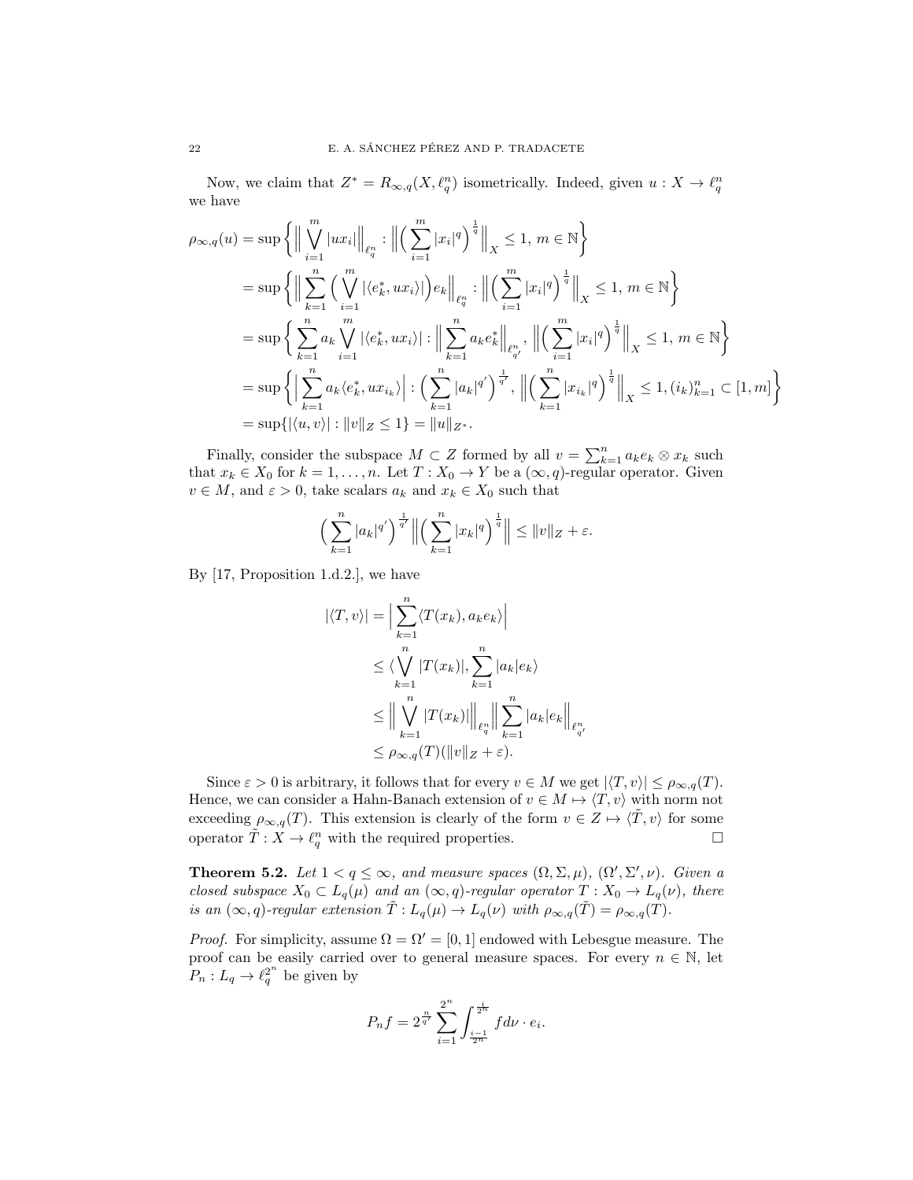Now, we claim that $Z^* = R_{\infty,q}(X, \ell_q^n)$ isometrically. Indeed, given $u : X \to \ell_q^n$ we have

$$
\begin{aligned}
\rho_{\infty,q}(u) &= \sup\Big\{ \Big\| \bigvee_{i=1}^m |ux_i| \Big\|_{\ell_q^n} : \Big\| \Big( \sum_{i=1}^m |x_i|^q \Big)^{\frac{1}{q}} \Big\|_X \leq 1,\, m \in \mathbb{N} \Big\} \\
&= \sup\Big\{ \Big\| \sum_{k=1}^n \Big( \bigvee_{i=1}^m |\langle e_k^*, ux_i\rangle| \Big) e_k \Big\|_{\ell_q^n} : \Big\| \Big( \sum_{i=1}^m |x_i|^q \Big)^{\frac{1}{q}} \Big\|_X \leq 1,\, m \in \mathbb{N} \Big\} \\
&= \sup\Big\{ \sum_{k=1}^n a_k \bigvee_{i=1}^m |\langle e_k^*, ux_i\rangle| : \Big\| \sum_{k=1}^n a_k e_k^* \Big\|_{\ell_{q'}^n},\, \Big\| \Big( \sum_{i=1}^m |x_i|^q \Big)^{\frac{1}{q}} \Big\|_X \leq 1,\, m \in \mathbb{N} \Big\} \\
&= \sup\Big\{ \Big| \sum_{k=1}^n a_k \langle e_k^*, ux_{i_k}\rangle \Big| : \Big( \sum_{k=1}^n |a_k|^{q'} \Big)^{\frac{1}{q'}},\, \Big\| \Big( \sum_{k=1}^n |x_{i_k}|^q \Big)^{\frac{1}{q}} \Big\|_X \leq 1, (i_k)_{k=1}^n \subset [1,m] \Big\} \\
&= \sup\{ |\langle u, v\rangle| : \|v\|_Z \leq 1 \} = \|u\|_{Z^*}.
\end{aligned}
$$

Finally, consider the subspace $M \subset Z$ formed by all $v = \sum_{k=1}^n a_k e_k \otimes x_k$ such that $x_k \in X_0$ for $k = 1, \ldots, n$. Let $T : X_0 \to Y$ be a $(\infty, q)$-regular operator. Given $v \in M$, and $\varepsilon > 0$, take scalars $a_k$ and $x_k \in X_0$ such that

$$
\Big( \sum_{k=1}^n |a_k|^{q'} \Big)^{\frac{1}{q'}} \Big\| \Big( \sum_{k=1}^n |x_k|^q \Big)^{\frac{1}{q}} \Big\| \leq \|v\|_Z + \varepsilon.
$$

By [17, Proposition 1.d.2.], we have

$$
\begin{aligned}
|\langle T, v\rangle| &= \Big| \sum_{k=1}^n \langle T(x_k), a_k e_k\rangle \Big| \\
&\leq \langle \bigvee_{k=1}^n |T(x_k)|, \sum_{k=1}^n |a_k| e_k\rangle \\
&\leq \Big\| \bigvee_{k=1}^n |T(x_k)| \Big\|_{\ell_q^n} \Big\| \sum_{k=1}^n |a_k| e_k \Big\|_{\ell_{q'}^n} \\
&\leq \rho_{\infty,q}(T)(\|v\|_Z + \varepsilon).
\end{aligned}
$$

Since $\varepsilon > 0$ is arbitrary, it follows that for every $v \in M$ we get $|\langle T, v\rangle| \leq \rho_{\infty,q}(T)$. Hence, we can consider a Hahn-Banach extension of $v \in M \mapsto \langle T, v\rangle$ with norm not exceeding $\rho_{\infty,q}(T)$. This extension is clearly of the form $v \in Z \mapsto \langle \tilde{T}, v\rangle$ for some operator $\tilde{T} : X \to \ell_q^n$ with the required properties. $\square$

**Theorem 5.2.** *Let $1 < q \leq \infty$, and measure spaces $(\Omega, \Sigma, \mu)$, $(\Omega', \Sigma', \nu)$. Given a closed subspace $X_0 \subset L_q(\mu)$ and an $(\infty, q)$-regular operator $T : X_0 \to L_q(\nu)$, there is an $(\infty, q)$-regular extension $\tilde{T} : L_q(\mu) \to L_q(\nu)$ with $\rho_{\infty,q}(\tilde{T}) = \rho_{\infty,q}(T)$.*

*Proof.* For simplicity, assume $\Omega = \Omega' = [0, 1]$ endowed with Lebesgue measure. The proof can be easily carried over to general measure spaces. For every $n \in \mathbb{N}$, let $P_n : L_q \to \ell_q^{2^n}$ be given by

$$
P_n f = 2^{\frac{n}{q'}} \sum_{i=1}^{2^n} \int_{\frac{i-1}{2^n}}^{\frac{i}{2^n}} f d\nu \cdot e_i.
$$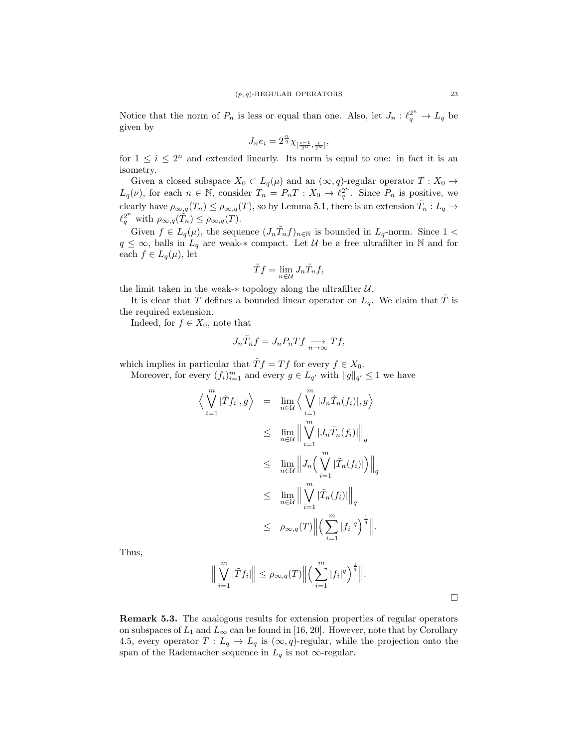Notice that the norm of $P_n$ is less or equal than one. Also, let $J_n : \ell_q^{2^n} \to L_q$ be given by

$$J_n e_i = 2^{\frac{n}{q}} \chi_{[\frac{i-1}{2^n}, \frac{i}{2^n}]},$$

for $1 \leq i \leq 2^n$ and extended linearly. Its norm is equal to one: in fact it is an isometry.

Given a closed subspace $X_0 \subset L_q(\mu)$ and an $(\infty, q)$-regular operator $T : X_0 \to L_q(\nu)$, for each $n \in \mathbb{N}$, consider $T_n = P_n T : X_0 \to \ell_q^{2^n}$. Since $P_n$ is positive, we clearly have $\rho_{\infty,q}(T_n) \leq \rho_{\infty,q}(T)$, so by Lemma 5.1, there is an extension $\tilde{T}_n : L_q \to \ell_q^{2^n}$ with $\rho_{\infty,q}(\tilde{T}_n) \leq \rho_{\infty,q}(T)$.

Given $f \in L_q(\mu)$, the sequence $(J_n \tilde{T}_n f)_{n \in \mathbb{N}}$ is bounded in $L_q$-norm. Since $1 < q \leq \infty$, balls in $L_q$ are weak-$*$ compact. Let $\mathcal{U}$ be a free ultrafilter in $\mathbb{N}$ and for each $f \in L_q(\mu)$, let

$$\tilde{T} f = \lim_{n \in \mathcal{U}} J_n \tilde{T}_n f,$$

the limit taken in the weak-$*$ topology along the ultrafilter $\mathcal{U}$.

It is clear that $\tilde{T}$ defines a bounded linear operator on $L_q$. We claim that $\tilde{T}$ is the required extension.

Indeed, for $f \in X_0$, note that

$$J_n \tilde{T}_n f = J_n P_n T f \underset{n \to \infty}{\longrightarrow} T f,$$

which implies in particular that $\tilde{T} f = T f$ for every $f \in X_0$.

Moreover, for every $(f_i)_{i=1}^m$ and every $g \in L_{q'}$ with $\|g\|_{q'} \leq 1$ we have

$$\begin{aligned}
\Big\langle \bigvee_{i=1}^m |\tilde{T} f_i|, g \Big\rangle &= \lim_{n \in \mathcal{U}} \Big\langle \bigvee_{i=1}^m |J_n \tilde{T}_n (f_i)|, g \Big\rangle \\
&\leq \lim_{n \in \mathcal{U}} \Big\| \bigvee_{i=1}^m |J_n \tilde{T}_n (f_i)| \Big\|_q \\
&\leq \lim_{n \in \mathcal{U}} \Big\| J_n \Big( \bigvee_{i=1}^m |\tilde{T}_n (f_i)| \Big) \Big\|_q \\
&\leq \lim_{n \in \mathcal{U}} \Big\| \bigvee_{i=1}^m |\tilde{T}_n (f_i)| \Big\|_q \\
&\leq \rho_{\infty,q}(T) \Big\| \Big( \sum_{i=1}^m |f_i|^q \Big)^{\frac{1}{q}} \Big\|.
\end{aligned}$$

Thus,

$$\Big\| \bigvee_{i=1}^m |\tilde{T} f_i| \Big\| \leq \rho_{\infty,q}(T) \Big\| \Big( \sum_{i=1}^m |f_i|^q \Big)^{\frac{1}{q}} \Big\|.$$

□

**Remark 5.3.** The analogous results for extension properties of regular operators on subspaces of $L_1$ and $L_\infty$ can be found in [16, 20]. However, note that by Corollary 4.5, every operator $T : L_q \to L_q$ is $(\infty, q)$-regular, while the projection onto the span of the Rademacher sequence in $L_q$ is not $\infty$-regular.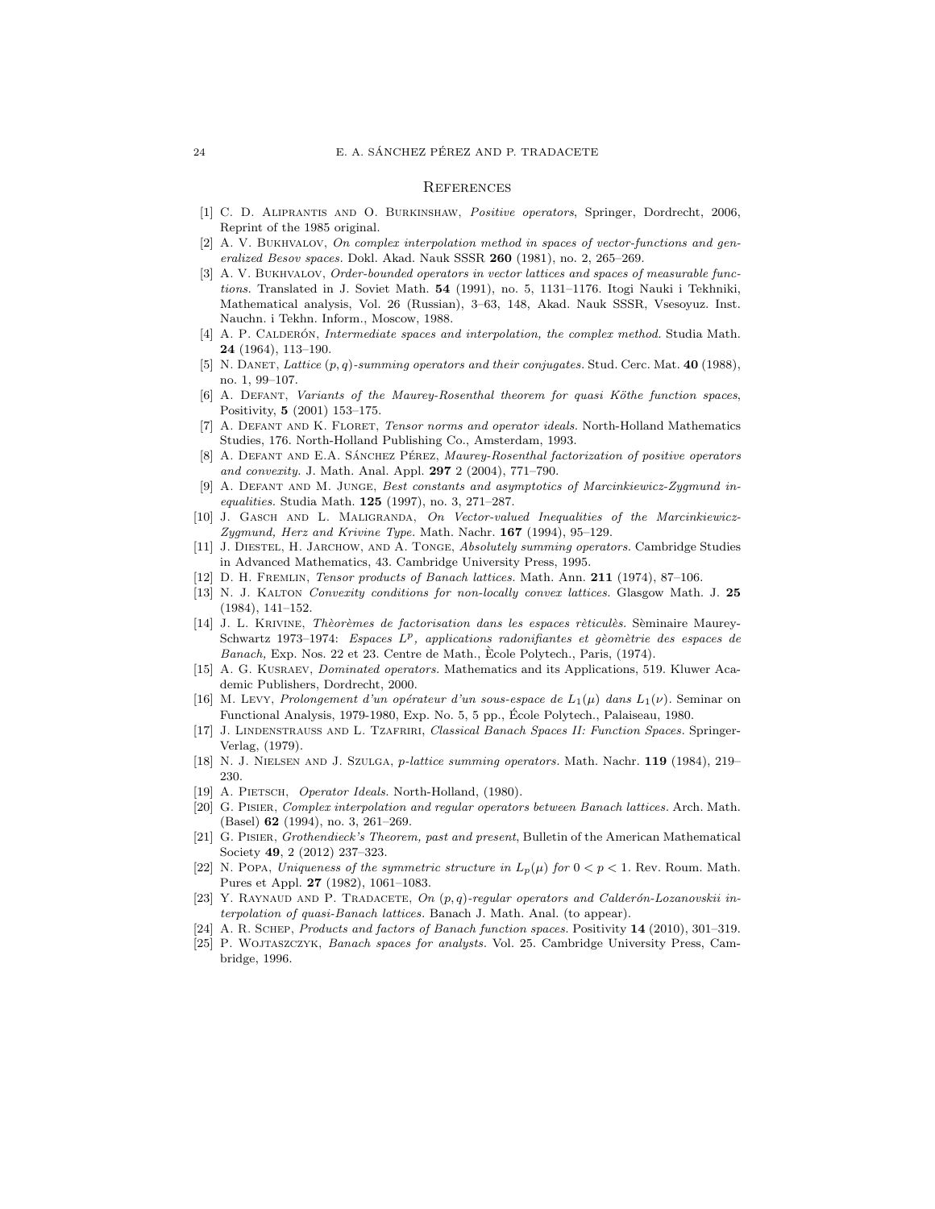## References

[1] C. D. Aliprantis and O. Burkinshaw, *Positive operators*, Springer, Dordrecht, 2006, Reprint of the 1985 original.

[2] A. V. Bukhvalov, *On complex interpolation method in spaces of vector-functions and generalized Besov spaces.* Dokl. Akad. Nauk SSSR **260** (1981), no. 2, 265–269.

[3] A. V. Bukhvalov, *Order-bounded operators in vector lattices and spaces of measurable functions.* Translated in J. Soviet Math. **54** (1991), no. 5, 1131–1176. Itogi Nauki i Tekhniki, Mathematical analysis, Vol. 26 (Russian), 3–63, 148, Akad. Nauk SSSR, Vsesoyuz. Inst. Nauchn. i Tekhn. Inform., Moscow, 1988.

[4] A. P. Calderón, *Intermediate spaces and interpolation, the complex method.* Studia Math. **24** (1964), 113–190.

[5] N. Danet, *Lattice $(p, q)$-summing operators and their conjugates.* Stud. Cerc. Mat. **40** (1988), no. 1, 99–107.

[6] A. Defant, *Variants of the Maurey-Rosenthal theorem for quasi Köthe function spaces*, Positivity, **5** (2001) 153–175.

[7] A. Defant and K. Floret, *Tensor norms and operator ideals.* North-Holland Mathematics Studies, 176. North-Holland Publishing Co., Amsterdam, 1993.

[8] A. Defant and E.A. Sánchez Pérez, *Maurey-Rosenthal factorization of positive operators and convexity.* J. Math. Anal. Appl. **297** 2 (2004), 771–790.

[9] A. Defant and M. Junge, *Best constants and asymptotics of Marcinkiewicz-Zygmund inequalities.* Studia Math. **125** (1997), no. 3, 271–287.

[10] J. Gasch and L. Maligranda, *On Vector-valued Inequalities of the Marcinkiewicz-Zygmund, Herz and Krivine Type.* Math. Nachr. **167** (1994), 95–129.

[11] J. Diestel, H. Jarchow, and A. Tonge, *Absolutely summing operators.* Cambridge Studies in Advanced Mathematics, 43. Cambridge University Press, 1995.

[12] D. H. Fremlin, *Tensor products of Banach lattices.* Math. Ann. **211** (1974), 87–106.

[13] N. J. Kalton *Convexity conditions for non-locally convex lattices.* Glasgow Math. J. **25** (1984), 141–152.

[14] J. L. Krivine, *Thèorèmes de factorisation dans les espaces rèticulès.* Sèminaire Maurey-Schwartz 1973–1974: *Espaces $L^p$, applications radonifiantes et gèomètrie des espaces de Banach,* Exp. Nos. 22 et 23. Centre de Math., Ècole Polytech., Paris, (1974).

[15] A. G. Kusraev, *Dominated operators.* Mathematics and its Applications, 519. Kluwer Academic Publishers, Dordrecht, 2000.

[16] M. Levy, *Prolongement d'un opérateur d'un sous-espace de $L_1(\mu)$ dans $L_1(\nu)$.* Seminar on Functional Analysis, 1979-1980, Exp. No. 5, 5 pp., École Polytech., Palaiseau, 1980.

[17] J. Lindenstrauss and L. Tzafriri, *Classical Banach Spaces II: Function Spaces.* Springer-Verlag, (1979).

[18] N. J. Nielsen and J. Szulga, *p-lattice summing operators.* Math. Nachr. **119** (1984), 219–230.

[19] A. Pietsch, *Operator Ideals.* North-Holland, (1980).

[20] G. Pisier, *Complex interpolation and regular operators between Banach lattices.* Arch. Math. (Basel) **62** (1994), no. 3, 261–269.

[21] G. Pisier, *Grothendieck's Theorem, past and present*, Bulletin of the American Mathematical Society **49**, 2 (2012) 237–323.

[22] N. Popa, *Uniqueness of the symmetric structure in $L_p(\mu)$ for $0 < p < 1$.* Rev. Roum. Math. Pures et Appl. **27** (1982), 1061–1083.

[23] Y. Raynaud and P. Tradacete, *On $(p, q)$-regular operators and Calderón-Lozanovskii interpolation of quasi-Banach lattices.* Banach J. Math. Anal. (to appear).

[24] A. R. Schep, *Products and factors of Banach function spaces.* Positivity **14** (2010), 301–319.

[25] P. Wojtaszczyk, *Banach spaces for analysts.* Vol. 25. Cambridge University Press, Cambridge, 1996.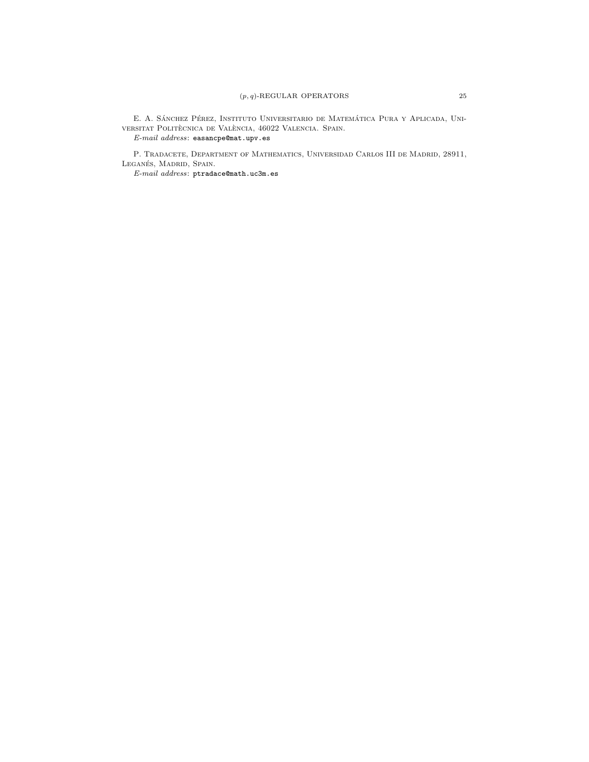E. A. Sánchez Pérez, Instituto Universitario de Matemática Pura y Aplicada, Universitat Politècnica de València, 46022 Valencia. Spain.

*E-mail address*: `easancpe@mat.upv.es`

P. Tradacete, Department of Mathematics, Universidad Carlos III de Madrid, 28911, Leganés, Madrid, Spain.

*E-mail address*: `ptradace@math.uc3m.es`